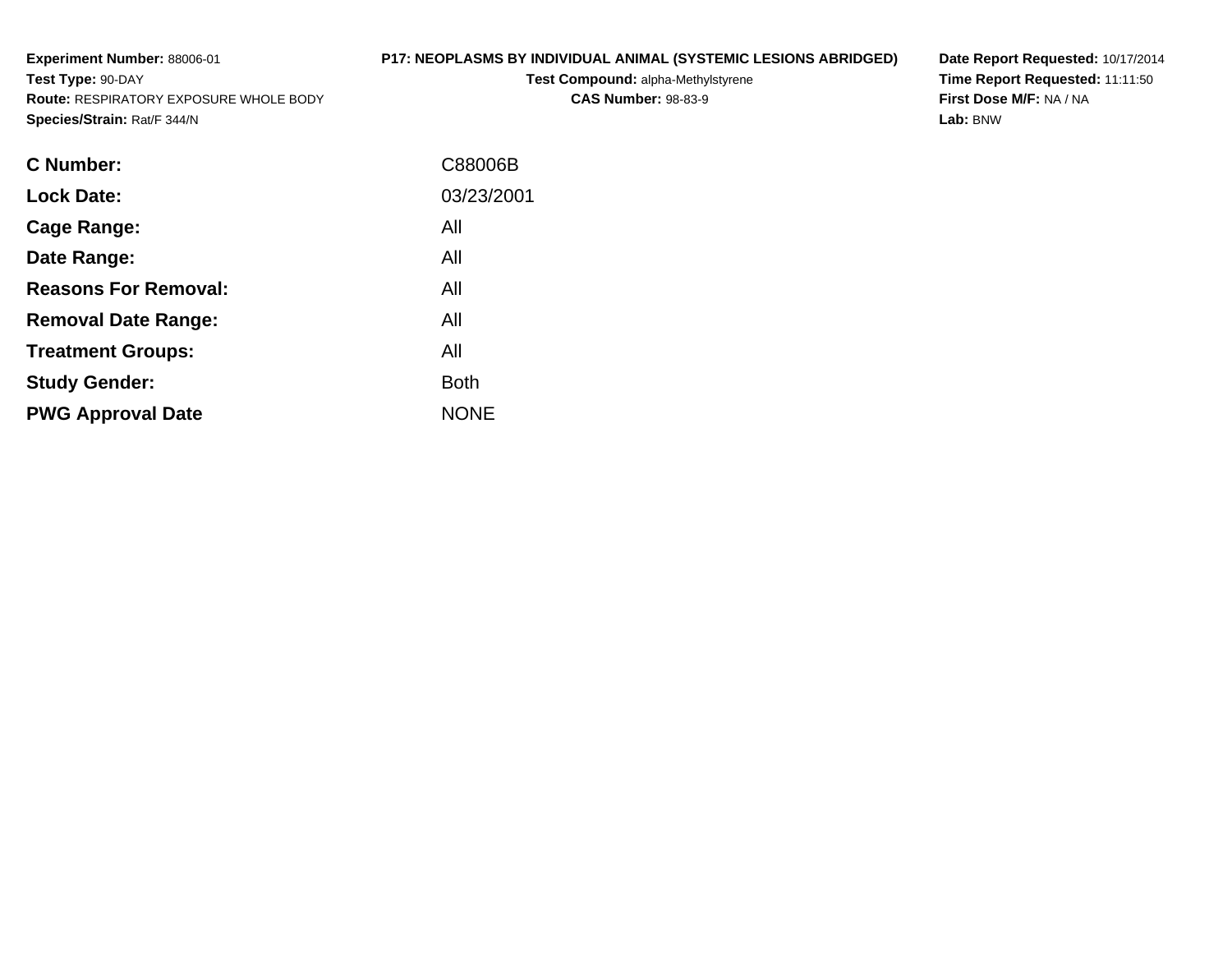**Experiment Number:** 88006-01
**Test Type:** 90-DAY
**Route:** RESPIRATORY EXPOSURE WHOLE BODY
**Species/Strain:** Rat/F 344/N

**P17: NEOPLASMS BY INDIVIDUAL ANIMAL (SYSTEMIC LESIONS ABRIDGED)**
**Test Compound:** alpha-Methylstyrene
**CAS Number:** 98-83-9

**Date Report Requested:** 10/17/2014
**Time Report Requested:** 11:11:50
**First Dose M/F:** NA / NA
**Lab:** BNW

| | |
|---|---|
| **C Number:** | C88006B |
| **Lock Date:** | 03/23/2001 |
| **Cage Range:** | All |
| **Date Range:** | All |
| **Reasons For Removal:** | All |
| **Removal Date Range:** | All |
| **Treatment Groups:** | All |
| **Study Gender:** | Both |
| **PWG Approval Date** | NONE |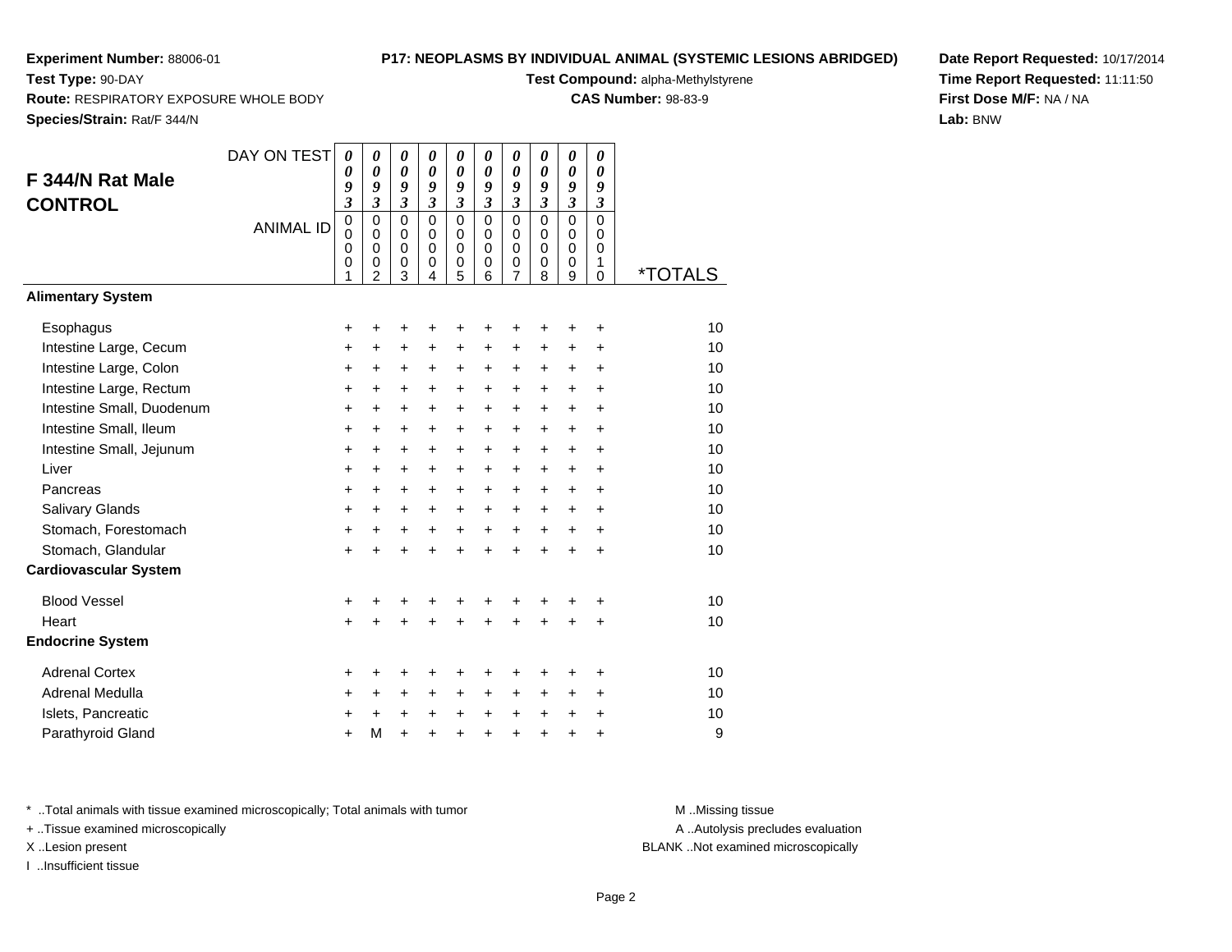**Experiment Number:** 88006-01
**Test Type:** 90-DAY
**Route:** RESPIRATORY EXPOSURE WHOLE BODY
**Species/Strain:** Rat/F 344/N

**P17: NEOPLASMS BY INDIVIDUAL ANIMAL (SYSTEMIC LESIONS ABRIDGED)**
**Test Compound:** alpha-Methylstyrene
**CAS Number:** 98-83-9

**Date Report Requested:** 10/17/2014
**Time Report Requested:** 11:11:50
**First Dose M/F:** NA / NA
**Lab:** BNW

## F 344/N Rat Male CONTROL

| DAY ON TEST | 0093 | 0093 | 0093 | 0093 | 0093 | 0093 | 0093 | 0093 | 0093 | 0093 | |
|---|---|---|---|---|---|---|---|---|---|---|---|
| ANIMAL ID | 00001 | 00002 | 00003 | 00004 | 00005 | 00006 | 00007 | 00008 | 00009 | 00010 | *TOTALS |
| **Alimentary System** | | | | | | | | | | | |
| Esophagus | + | + | + | + | + | + | + | + | + | + | 10 |
| Intestine Large, Cecum | + | + | + | + | + | + | + | + | + | + | 10 |
| Intestine Large, Colon | + | + | + | + | + | + | + | + | + | + | 10 |
| Intestine Large, Rectum | + | + | + | + | + | + | + | + | + | + | 10 |
| Intestine Small, Duodenum | + | + | + | + | + | + | + | + | + | + | 10 |
| Intestine Small, Ileum | + | + | + | + | + | + | + | + | + | + | 10 |
| Intestine Small, Jejunum | + | + | + | + | + | + | + | + | + | + | 10 |
| Liver | + | + | + | + | + | + | + | + | + | + | 10 |
| Pancreas | + | + | + | + | + | + | + | + | + | + | 10 |
| Salivary Glands | + | + | + | + | + | + | + | + | + | + | 10 |
| Stomach, Forestomach | + | + | + | + | + | + | + | + | + | + | 10 |
| Stomach, Glandular | + | + | + | + | + | + | + | + | + | + | 10 |
| **Cardiovascular System** | | | | | | | | | | | |
| Blood Vessel | + | + | + | + | + | + | + | + | + | + | 10 |
| Heart | + | + | + | + | + | + | + | + | + | + | 10 |
| **Endocrine System** | | | | | | | | | | | |
| Adrenal Cortex | + | + | + | + | + | + | + | + | + | + | 10 |
| Adrenal Medulla | + | + | + | + | + | + | + | + | + | + | 10 |
| Islets, Pancreatic | + | + | + | + | + | + | + | + | + | + | 10 |
| Parathyroid Gland | + | M | + | + | + | + | + | + | + | + | 9 |

* ..Total animals with tissue examined microscopically; Total animals with tumor
+ ..Tissue examined microscopically
X ..Lesion present
I ..Insufficient tissue

M ..Missing tissue
A ..Autolysis precludes evaluation
BLANK ..Not examined microscopically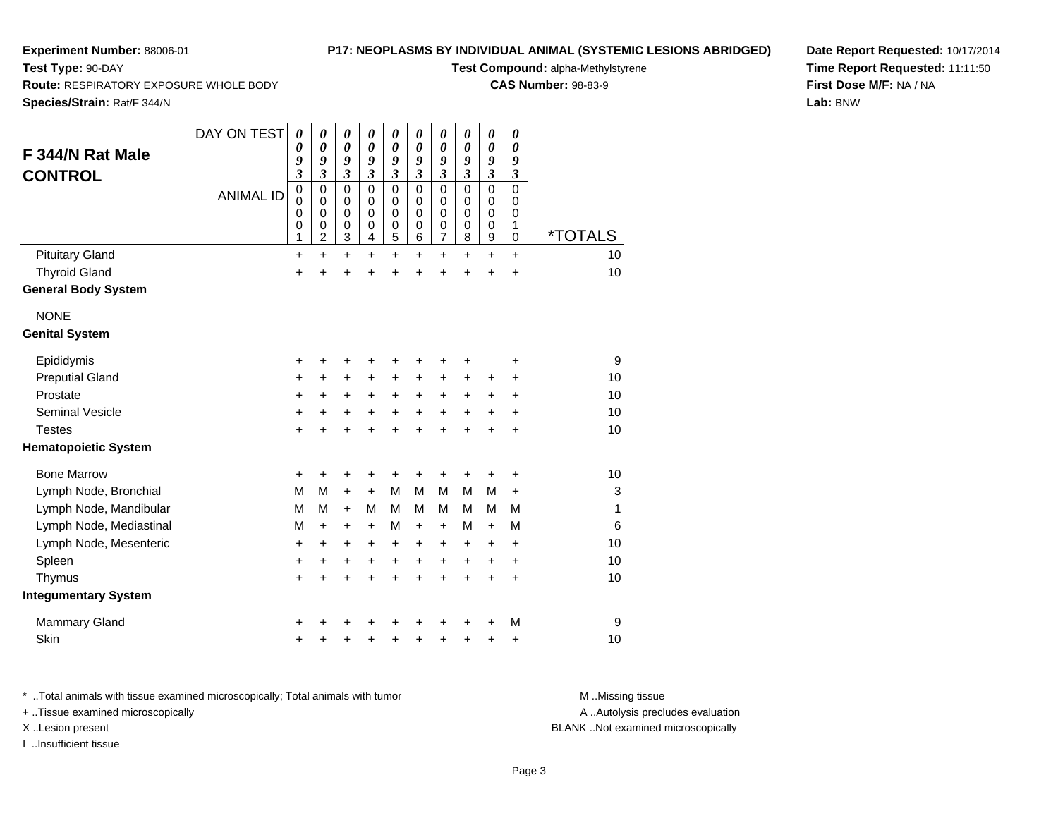**Experiment Number:** 88006-01
**Test Type:** 90-DAY
**Route:** RESPIRATORY EXPOSURE WHOLE BODY
**Species/Strain:** Rat/F 344/N

**P17: NEOPLASMS BY INDIVIDUAL ANIMAL (SYSTEMIC LESIONS ABRIDGED)**
**Test Compound:** alpha-Methylstyrene
**CAS Number:** 98-83-9

**Date Report Requested:** 10/17/2014
**Time Report Requested:** 11:11:50
**First Dose M/F:** NA / NA
**Lab:** BNW

## F 344/N Rat Male CONTROL

| DAY ON TEST | 0093 | 0093 | 0093 | 0093 | 0093 | 0093 | 0093 | 0093 | 0093 | 0093 | |
|---|---|---|---|---|---|---|---|---|---|---|---|
| **ANIMAL ID** | 00001 | 00002 | 00003 | 00004 | 00005 | 00006 | 00007 | 00008 | 00009 | 00010 | ***TOTALS** |
| Pituitary Gland | + | + | + | + | + | + | + | + | + | + | 10 |
| Thyroid Gland | + | + | + | + | + | + | + | + | + | + | 10 |
| **General Body System** | | | | | | | | | | | |
| NONE | | | | | | | | | | | |
| **Genital System** | | | | | | | | | | | |
| Epididymis | + | + | + | + | + | + | + | + | | + | 9 |
| Preputial Gland | + | + | + | + | + | + | + | + | + | + | 10 |
| Prostate | + | + | + | + | + | + | + | + | + | + | 10 |
| Seminal Vesicle | + | + | + | + | + | + | + | + | + | + | 10 |
| Testes | + | + | + | + | + | + | + | + | + | + | 10 |
| **Hematopoietic System** | | | | | | | | | | | |
| Bone Marrow | + | + | + | + | + | + | + | + | + | + | 10 |
| Lymph Node, Bronchial | M | M | + | + | M | M | M | M | M | + | 3 |
| Lymph Node, Mandibular | M | M | + | M | M | M | M | M | M | M | 1 |
| Lymph Node, Mediastinal | M | + | + | + | M | + | + | M | + | M | 6 |
| Lymph Node, Mesenteric | + | + | + | + | + | + | + | + | + | + | 10 |
| Spleen | + | + | + | + | + | + | + | + | + | + | 10 |
| Thymus | + | + | + | + | + | + | + | + | + | + | 10 |
| **Integumentary System** | | | | | | | | | | | |
| Mammary Gland | + | + | + | + | + | + | + | + | + | M | 9 |
| Skin | + | + | + | + | + | + | + | + | + | + | 10 |

* ..Total animals with tissue examined microscopically; Total animals with tumor
+ ..Tissue examined microscopically
X ..Lesion present
I ..Insufficient tissue

M ..Missing tissue
A ..Autolysis precludes evaluation
BLANK ..Not examined microscopically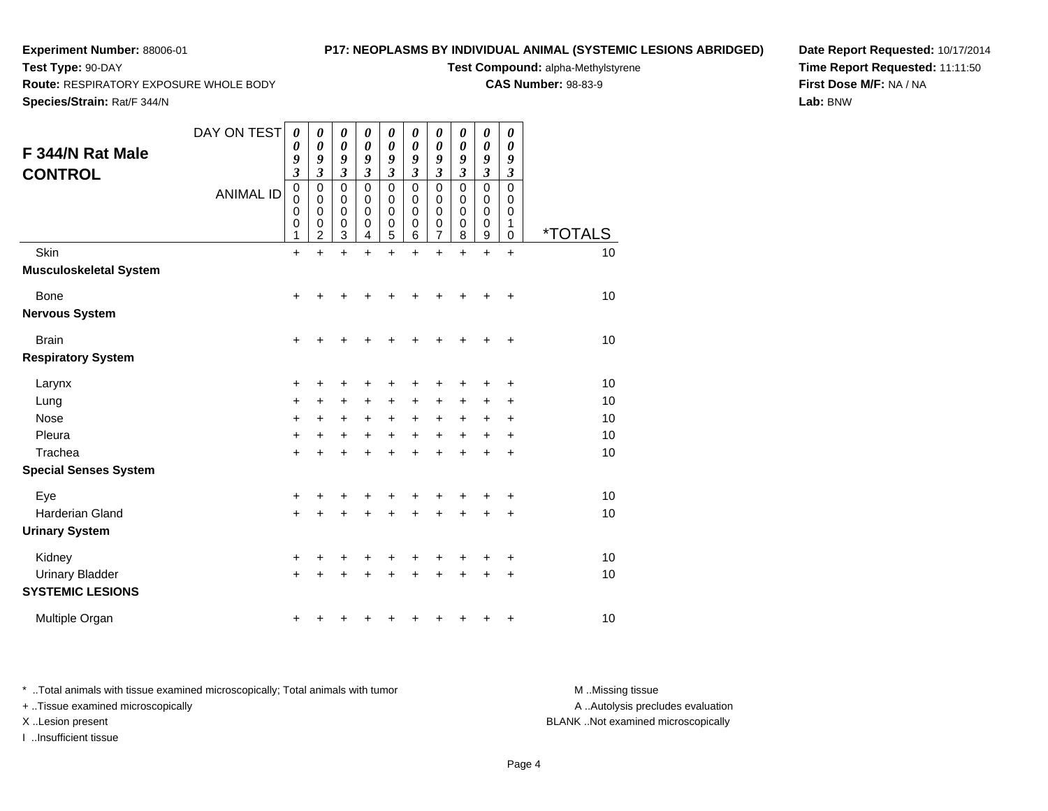**Experiment Number:** 88006-01

**Test Type:** 90-DAY

**Route:** RESPIRATORY EXPOSURE WHOLE BODY

**Species/Strain:** Rat/F 344/N

**P17: NEOPLASMS BY INDIVIDUAL ANIMAL (SYSTEMIC LESIONS ABRIDGED)**

**Test Compound:** alpha-Methylstyrene

**CAS Number:** 98-83-9

**Date Report Requested:** 10/17/2014

**Time Report Requested:** 11:11:50

**First Dose M/F:** NA / NA

**Lab:** BNW

## F 344/N Rat Male CONTROL

| DAY ON TEST | 0093 | 0093 | 0093 | 0093 | 0093 | 0093 | 0093 | 0093 | 0093 | 0093 | |
|---|---|---|---|---|---|---|---|---|---|---|---|
| ANIMAL ID | 00001 | 00002 | 00003 | 00004 | 00005 | 00006 | 00007 | 00008 | 00009 | 00010 | *TOTALS |
| Skin | + | + | + | + | + | + | + | + | + | + | 10 |
| **Musculoskeletal System** | | | | | | | | | | | |
| Bone | + | + | + | + | + | + | + | + | + | + | 10 |
| **Nervous System** | | | | | | | | | | | |
| Brain | + | + | + | + | + | + | + | + | + | + | 10 |
| **Respiratory System** | | | | | | | | | | | |
| Larynx | + | + | + | + | + | + | + | + | + | + | 10 |
| Lung | + | + | + | + | + | + | + | + | + | + | 10 |
| Nose | + | + | + | + | + | + | + | + | + | + | 10 |
| Pleura | + | + | + | + | + | + | + | + | + | + | 10 |
| Trachea | + | + | + | + | + | + | + | + | + | + | 10 |
| **Special Senses System** | | | | | | | | | | | |
| Eye | + | + | + | + | + | + | + | + | + | + | 10 |
| Harderian Gland | + | + | + | + | + | + | + | + | + | + | 10 |
| **Urinary System** | | | | | | | | | | | |
| Kidney | + | + | + | + | + | + | + | + | + | + | 10 |
| Urinary Bladder | + | + | + | + | + | + | + | + | + | + | 10 |
| **SYSTEMIC LESIONS** | | | | | | | | | | | |
| Multiple Organ | + | + | + | + | + | + | + | + | + | + | 10 |

* ..Total animals with tissue examined microscopically; Total animals with tumor
+ ..Tissue examined microscopically
X ..Lesion present
I ..Insufficient tissue

M ..Missing tissue
A ..Autolysis precludes evaluation
BLANK ..Not examined microscopically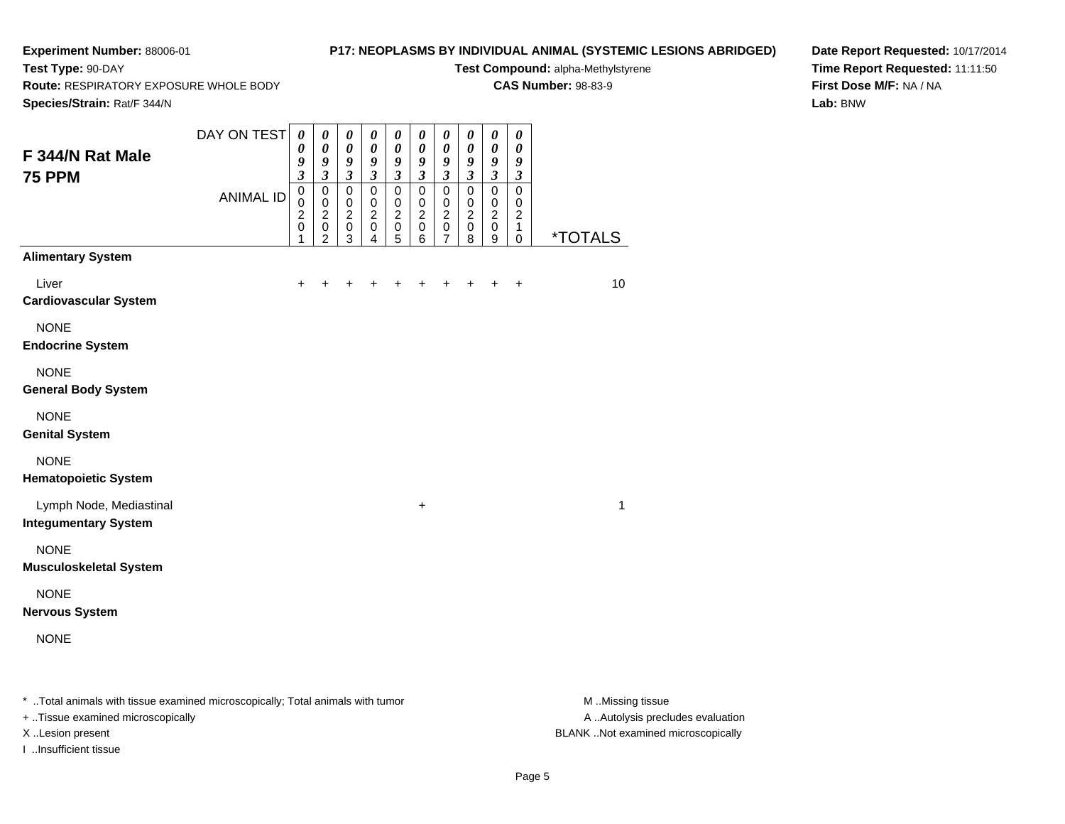**Experiment Number:** 88006-01
**Test Type:** 90-DAY
**Route:** RESPIRATORY EXPOSURE WHOLE BODY
**Species/Strain:** Rat/F 344/N

**P17: NEOPLASMS BY INDIVIDUAL ANIMAL (SYSTEMIC LESIONS ABRIDGED)**
**Test Compound:** alpha-Methylstyrene
**CAS Number:** 98-83-9

**Date Report Requested:** 10/17/2014
**Time Report Requested:** 11:11:50
**First Dose M/F:** NA / NA
**Lab:** BNW

## F 344/N Rat Male 75 PPM

| DAY ON TEST | 0093 | 0093 | 0093 | 0093 | 0093 | 0093 | 0093 | 0093 | 0093 | 0093 | |
|---|---|---|---|---|---|---|---|---|---|---|---|
| ANIMAL ID | 00201 | 00202 | 00203 | 00204 | 00205 | 00206 | 00207 | 00208 | 00209 | 00210 | *TOTALS |
| **Alimentary System** | | | | | | | | | | | |
| Liver | + | + | + | + | + | + | + | + | + | + | 10 |
| **Cardiovascular System** | | | | | | | | | | | |
| NONE | | | | | | | | | | | |
| **Endocrine System** | | | | | | | | | | | |
| NONE | | | | | | | | | | | |
| **General Body System** | | | | | | | | | | | |
| NONE | | | | | | | | | | | |
| **Genital System** | | | | | | | | | | | |
| NONE | | | | | | | | | | | |
| **Hematopoietic System** | | | | | | | | | | | |
| Lymph Node, Mediastinal | | | | | | + | | | | | 1 |
| **Integumentary System** | | | | | | | | | | | |
| NONE | | | | | | | | | | | |
| **Musculoskeletal System** | | | | | | | | | | | |
| NONE | | | | | | | | | | | |
| **Nervous System** | | | | | | | | | | | |
| NONE | | | | | | | | | | | |

\* ..Total animals with tissue examined microscopically; Total animals with tumor
+ ..Tissue examined microscopically
X ..Lesion present
I ..Insufficient tissue

M ..Missing tissue
A ..Autolysis precludes evaluation
BLANK ..Not examined microscopically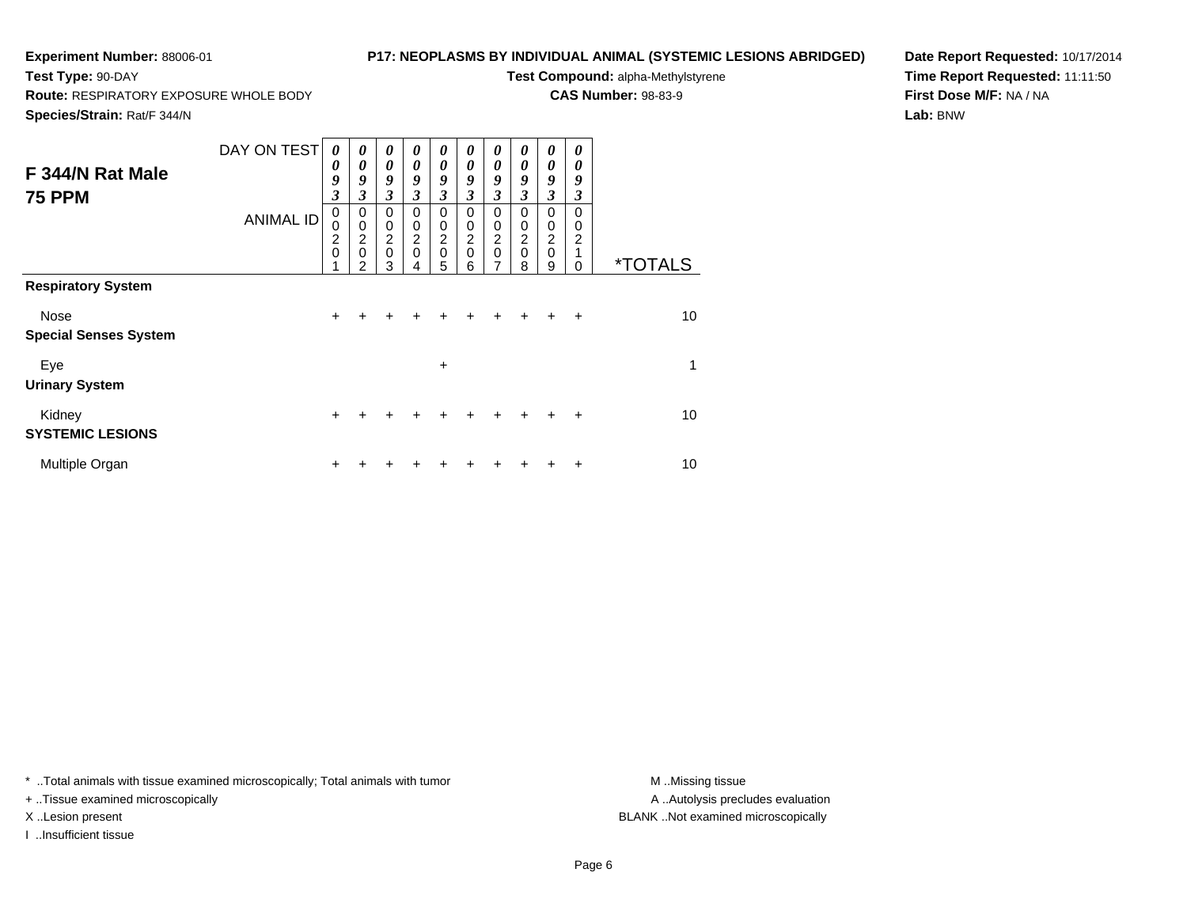**Experiment Number:** 88006-01
**Test Type:** 90-DAY
**Route:** RESPIRATORY EXPOSURE WHOLE BODY
**Species/Strain:** Rat/F 344/N

**P17: NEOPLASMS BY INDIVIDUAL ANIMAL (SYSTEMIC LESIONS ABRIDGED)**
**Test Compound:** alpha-Methylstyrene
**CAS Number:** 98-83-9

**Date Report Requested:** 10/17/2014
**Time Report Requested:** 11:11:50
**First Dose M/F:** NA / NA
**Lab:** BNW

## F 344/N Rat Male
## 75 PPM

| DAY ON TEST | 0093 | 0093 | 0093 | 0093 | 0093 | 0093 | 0093 | 0093 | 0093 | 0093 | |
|---|---|---|---|---|---|---|---|---|---|---|---|
| ANIMAL ID | 00201 | 00202 | 00203 | 00204 | 00205 | 00206 | 00207 | 00208 | 00209 | 00210 | *TOTALS |
| **Respiratory System** | | | | | | | | | | | |
| Nose | + | + | + | + | + | + | + | + | + | + | 10 |
| **Special Senses System** | | | | | | | | | | | |
| Eye | | | | | + | | | | | | 1 |
| **Urinary System** | | | | | | | | | | | |
| Kidney | + | + | + | + | + | + | + | + | + | + | 10 |
| **SYSTEMIC LESIONS** | | | | | | | | | | | |
| Multiple Organ | + | + | + | + | + | + | + | + | + | + | 10 |

* ..Total animals with tissue examined microscopically; Total animals with tumor
+ ..Tissue examined microscopically
X ..Lesion present
I ..Insufficient tissue

M ..Missing tissue
A ..Autolysis precludes evaluation
BLANK ..Not examined microscopically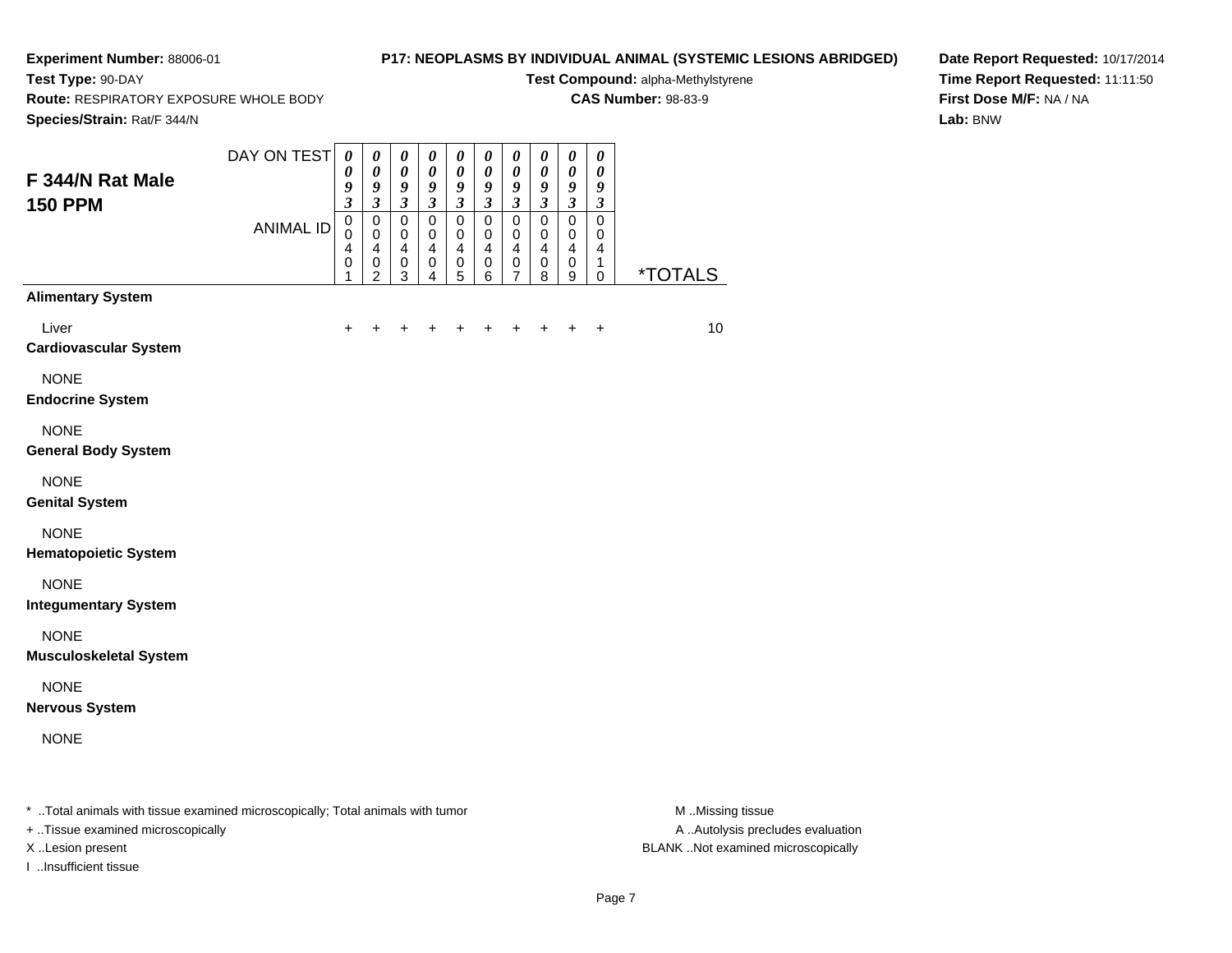**Experiment Number:** 88006-01
**Test Type:** 90-DAY
**Route:** RESPIRATORY EXPOSURE WHOLE BODY
**Species/Strain:** Rat/F 344/N

**P17: NEOPLASMS BY INDIVIDUAL ANIMAL (SYSTEMIC LESIONS ABRIDGED)**
**Test Compound:** alpha-Methylstyrene
**CAS Number:** 98-83-9

**Date Report Requested:** 10/17/2014
**Time Report Requested:** 11:11:50
**First Dose M/F:** NA / NA
**Lab:** BNW

## F 344/N Rat Male 150 PPM

| DAY ON TEST | 0093 | 0093 | 0093 | 0093 | 0093 | 0093 | 0093 | 0093 | 0093 | 0093 | |
|---|---|---|---|---|---|---|---|---|---|---|---|
| ANIMAL ID | 00401 | 00402 | 00403 | 00404 | 00405 | 00406 | 00407 | 00408 | 00409 | 00410 | *TOTALS |
| **Alimentary System** | | | | | | | | | | | |
| Liver | + | + | + | + | + | + | + | + | + | + | 10 |
| **Cardiovascular System** | | | | | | | | | | | |
| NONE | | | | | | | | | | | |
| **Endocrine System** | | | | | | | | | | | |
| NONE | | | | | | | | | | | |
| **General Body System** | | | | | | | | | | | |
| NONE | | | | | | | | | | | |
| **Genital System** | | | | | | | | | | | |
| NONE | | | | | | | | | | | |
| **Hematopoietic System** | | | | | | | | | | | |
| NONE | | | | | | | | | | | |
| **Integumentary System** | | | | | | | | | | | |
| NONE | | | | | | | | | | | |
| **Musculoskeletal System** | | | | | | | | | | | |
| NONE | | | | | | | | | | | |
| **Nervous System** | | | | | | | | | | | |
| NONE | | | | | | | | | | | |

* ..Total animals with tissue examined microscopically; Total animals with tumor
+ ..Tissue examined microscopically
X ..Lesion present
I ..Insufficient tissue

M ..Missing tissue
A ..Autolysis precludes evaluation
BLANK ..Not examined microscopically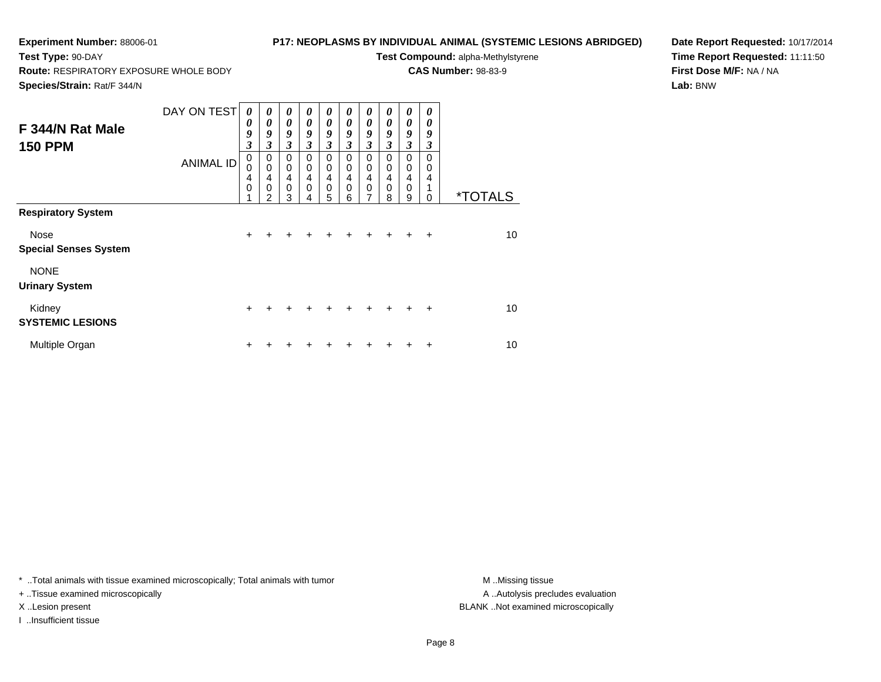**Experiment Number:** 88006-01

**Test Type:** 90-DAY

**Route:** RESPIRATORY EXPOSURE WHOLE BODY

**Species/Strain:** Rat/F 344/N

**P17: NEOPLASMS BY INDIVIDUAL ANIMAL (SYSTEMIC LESIONS ABRIDGED)**

**Test Compound:** alpha-Methylstyrene

**CAS Number:** 98-83-9

**Date Report Requested:** 10/17/2014

**Time Report Requested:** 11:11:50

**First Dose M/F:** NA / NA

**Lab:** BNW

## F 344/N Rat Male
## 150 PPM

| DAY ON TEST | 0093 | 0093 | 0093 | 0093 | 0093 | 0093 | 0093 | 0093 | 0093 | 0093 | |
|---|---|---|---|---|---|---|---|---|---|---|---|
| ANIMAL ID | 00401 | 00402 | 00403 | 00404 | 00405 | 00406 | 00407 | 00408 | 00409 | 00410 | *TOTALS |
| **Respiratory System** | | | | | | | | | | | |
| Nose | + | + | + | + | + | + | + | + | + | + | 10 |
| **Special Senses System** | | | | | | | | | | | |
| NONE | | | | | | | | | | | |
| **Urinary System** | | | | | | | | | | | |
| Kidney | + | + | + | + | + | + | + | + | + | + | 10 |
| **SYSTEMIC LESIONS** | | | | | | | | | | | |
| Multiple Organ | + | + | + | + | + | + | + | + | + | + | 10 |

* ..Total animals with tissue examined microscopically; Total animals with tumor

+ ..Tissue examined microscopically

X ..Lesion present

I ..Insufficient tissue

M ..Missing tissue

A ..Autolysis precludes evaluation

BLANK ..Not examined microscopically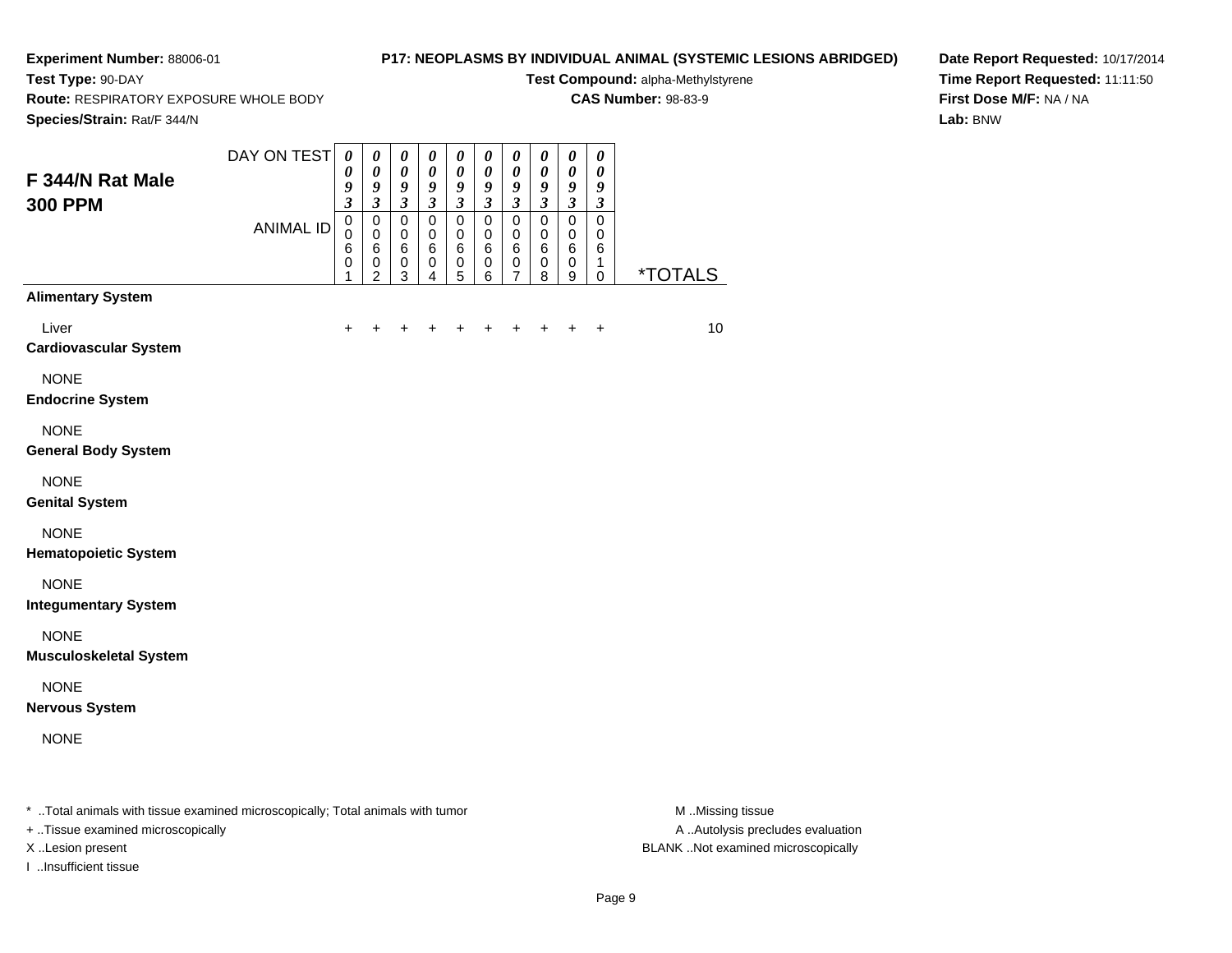**Experiment Number:** 88006-01
**Test Type:** 90-DAY
**Route:** RESPIRATORY EXPOSURE WHOLE BODY
**Species/Strain:** Rat/F 344/N

**P17: NEOPLASMS BY INDIVIDUAL ANIMAL (SYSTEMIC LESIONS ABRIDGED)**
**Test Compound:** alpha-Methylstyrene
**CAS Number:** 98-83-9

**Date Report Requested:** 10/17/2014
**Time Report Requested:** 11:11:50
**First Dose M/F:** NA / NA
**Lab:** BNW

## F 344/N Rat Male 300 PPM

| DAY ON TEST | 0093 | 0093 | 0093 | 0093 | 0093 | 0093 | 0093 | 0093 | 0093 | 0093 | |
|---|---|---|---|---|---|---|---|---|---|---|---|
| ANIMAL ID | 00601 | 00602 | 00603 | 00604 | 00605 | 00606 | 00607 | 00608 | 00609 | 00610 | *TOTALS |
| **Alimentary System** | | | | | | | | | | | |
| Liver | + | + | + | + | + | + | + | + | + | + | 10 |
| **Cardiovascular System** | | | | | | | | | | | |
| NONE | | | | | | | | | | | |
| **Endocrine System** | | | | | | | | | | | |
| NONE | | | | | | | | | | | |
| **General Body System** | | | | | | | | | | | |
| NONE | | | | | | | | | | | |
| **Genital System** | | | | | | | | | | | |
| NONE | | | | | | | | | | | |
| **Hematopoietic System** | | | | | | | | | | | |
| NONE | | | | | | | | | | | |
| **Integumentary System** | | | | | | | | | | | |
| NONE | | | | | | | | | | | |
| **Musculoskeletal System** | | | | | | | | | | | |
| NONE | | | | | | | | | | | |
| **Nervous System** | | | | | | | | | | | |
| NONE | | | | | | | | | | | |

* ..Total animals with tissue examined microscopically; Total animals with tumor
+ ..Tissue examined microscopically
X ..Lesion present
I ..Insufficient tissue

M ..Missing tissue
A ..Autolysis precludes evaluation
BLANK ..Not examined microscopically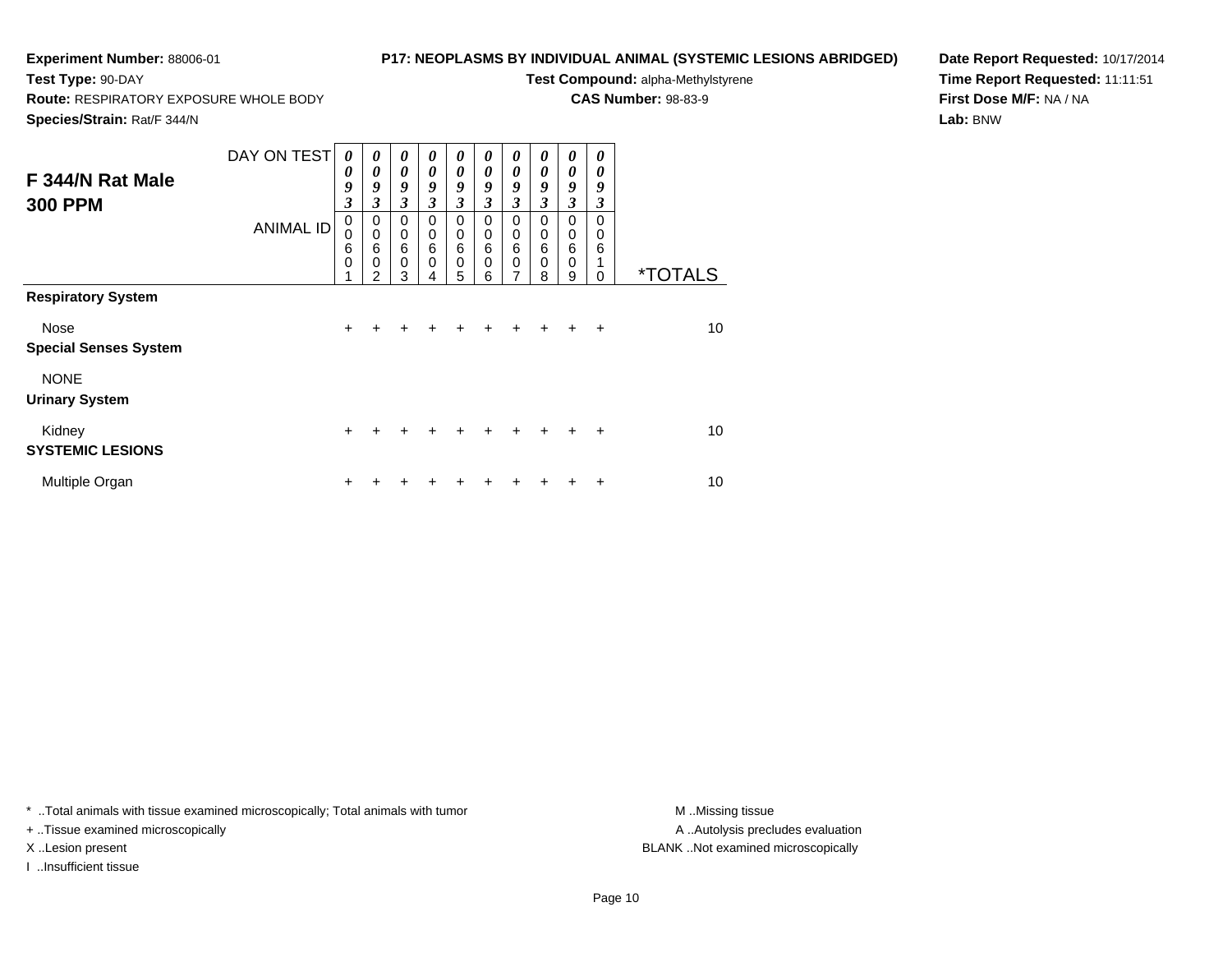**Experiment Number:** 88006-01
**Test Type:** 90-DAY
**Route:** RESPIRATORY EXPOSURE WHOLE BODY
**Species/Strain:** Rat/F 344/N

**P17: NEOPLASMS BY INDIVIDUAL ANIMAL (SYSTEMIC LESIONS ABRIDGED)**
**Test Compound:** alpha-Methylstyrene
**CAS Number:** 98-83-9

**Date Report Requested:** 10/17/2014
**Time Report Requested:** 11:11:51
**First Dose M/F:** NA / NA
**Lab:** BNW

## F 344/N Rat Male 300 PPM

| DAY ON TEST | 0093 | 0093 | 0093 | 0093 | 0093 | 0093 | 0093 | 0093 | 0093 | 0093 | |
|---|---|---|---|---|---|---|---|---|---|---|---|
| ANIMAL ID | 00601 | 00602 | 00603 | 00604 | 00605 | 00606 | 00607 | 00608 | 00609 | 00610 | *TOTALS |
| **Respiratory System** | | | | | | | | | | | |
| Nose | + | + | + | + | + | + | + | + | + | + | 10 |
| **Special Senses System** | | | | | | | | | | | |
| NONE | | | | | | | | | | | |
| **Urinary System** | | | | | | | | | | | |
| Kidney | + | + | + | + | + | + | + | + | + | + | 10 |
| **SYSTEMIC LESIONS** | | | | | | | | | | | |
| Multiple Organ | + | + | + | + | + | + | + | + | + | + | 10 |

* ..Total animals with tissue examined microscopically; Total animals with tumor
+ ..Tissue examined microscopically
X ..Lesion present
I ..Insufficient tissue

M ..Missing tissue
A ..Autolysis precludes evaluation
BLANK ..Not examined microscopically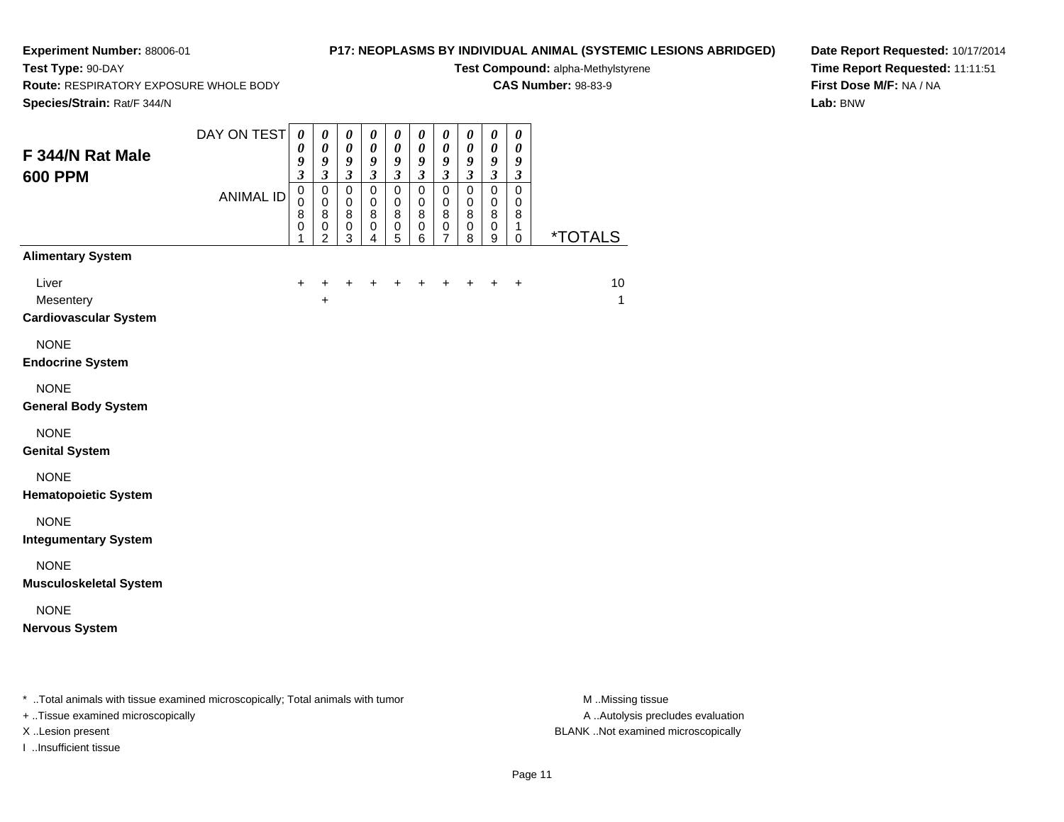**Experiment Number:** 88006-01
**Test Type:** 90-DAY
**Route:** RESPIRATORY EXPOSURE WHOLE BODY
**Species/Strain:** Rat/F 344/N

**P17: NEOPLASMS BY INDIVIDUAL ANIMAL (SYSTEMIC LESIONS ABRIDGED)**
**Test Compound:** alpha-Methylstyrene
**CAS Number:** 98-83-9

**Date Report Requested:** 10/17/2014
**Time Report Requested:** 11:11:51
**First Dose M/F:** NA / NA
**Lab:** BNW

## F 344/N Rat Male 600 PPM

| DAY ON TEST | 0093 | 0093 | 0093 | 0093 | 0093 | 0093 | 0093 | 0093 | 0093 | 0093 | |
|---|---|---|---|---|---|---|---|---|---|---|---|
| ANIMAL ID | 00801 | 00802 | 00803 | 00804 | 00805 | 00806 | 00807 | 00808 | 00809 | 00810 | *TOTALS |
| **Alimentary System** | | | | | | | | | | | |
| Liver | + | + | + | + | + | + | + | + | + | + | 10 |
| Mesentery | | + | | | | | | | | | 1 |
| **Cardiovascular System** | | | | | | | | | | | |
| NONE | | | | | | | | | | | |
| **Endocrine System** | | | | | | | | | | | |
| NONE | | | | | | | | | | | |
| **General Body System** | | | | | | | | | | | |
| NONE | | | | | | | | | | | |
| **Genital System** | | | | | | | | | | | |
| NONE | | | | | | | | | | | |
| **Hematopoietic System** | | | | | | | | | | | |
| NONE | | | | | | | | | | | |
| **Integumentary System** | | | | | | | | | | | |
| NONE | | | | | | | | | | | |
| **Musculoskeletal System** | | | | | | | | | | | |
| NONE | | | | | | | | | | | |
| **Nervous System** | | | | | | | | | | | |

* ..Total animals with tissue examined microscopically; Total animals with tumor
+ ..Tissue examined microscopically
X ..Lesion present
I ..Insufficient tissue

M ..Missing tissue
A ..Autolysis precludes evaluation
BLANK ..Not examined microscopically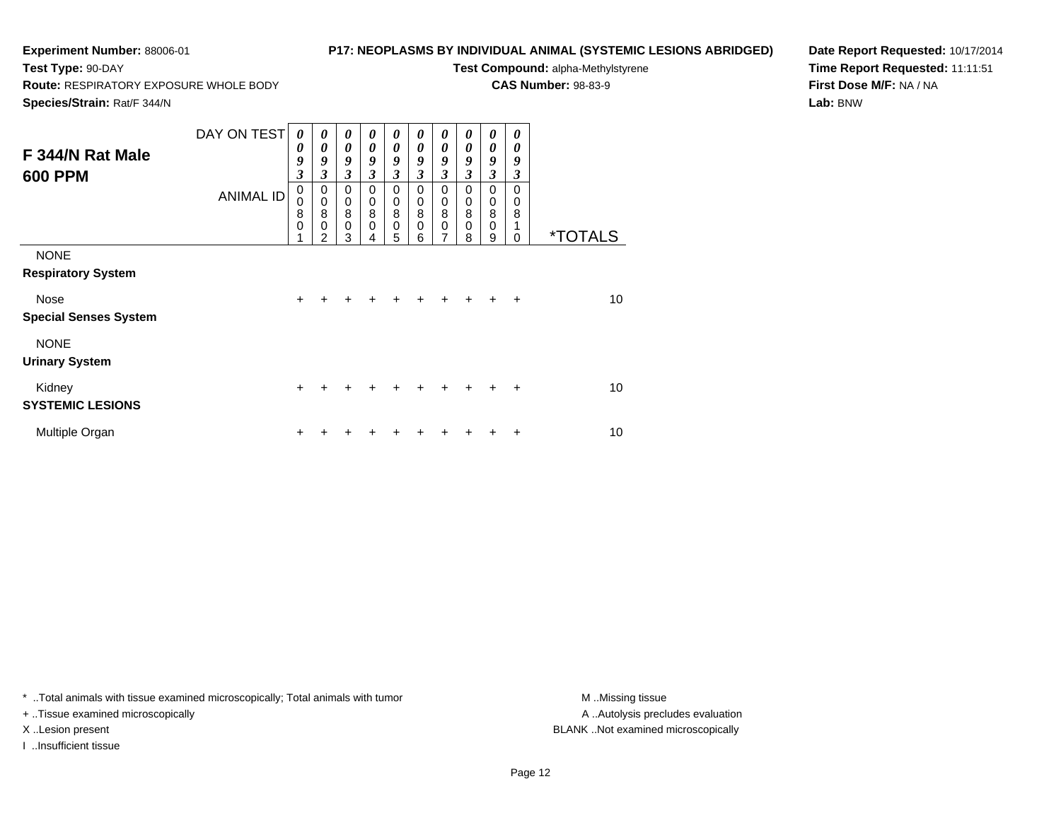**Experiment Number:** 88006-01
**Test Type:** 90-DAY
**Route:** RESPIRATORY EXPOSURE WHOLE BODY
**Species/Strain:** Rat/F 344/N

**P17: NEOPLASMS BY INDIVIDUAL ANIMAL (SYSTEMIC LESIONS ABRIDGED)**
**Test Compound:** alpha-Methylstyrene
**CAS Number:** 98-83-9

**Date Report Requested:** 10/17/2014
**Time Report Requested:** 11:11:51
**First Dose M/F:** NA / NA
**Lab:** BNW

## F 344/N Rat Male 600 PPM

| DAY ON TEST | 0093 | 0093 | 0093 | 0093 | 0093 | 0093 | 0093 | 0093 | 0093 | 0093 | |
|---|---|---|---|---|---|---|---|---|---|---|---|
| ANIMAL ID | 00801 | 00802 | 00803 | 00804 | 00805 | 00806 | 00807 | 00808 | 00809 | 00810 | *TOTALS |
| NONE | | | | | | | | | | | |
| **Respiratory System** | | | | | | | | | | | |
| Nose | + | + | + | + | + | + | + | + | + | + | 10 |
| **Special Senses System** | | | | | | | | | | | |
| NONE | | | | | | | | | | | |
| **Urinary System** | | | | | | | | | | | |
| Kidney | + | + | + | + | + | + | + | + | + | + | 10 |
| **SYSTEMIC LESIONS** | | | | | | | | | | | |
| Multiple Organ | + | + | + | + | + | + | + | + | + | + | 10 |

* ..Total animals with tissue examined microscopically; Total animals with tumor
+ ..Tissue examined microscopically
X ..Lesion present
I ..Insufficient tissue

M ..Missing tissue
A ..Autolysis precludes evaluation
BLANK ..Not examined microscopically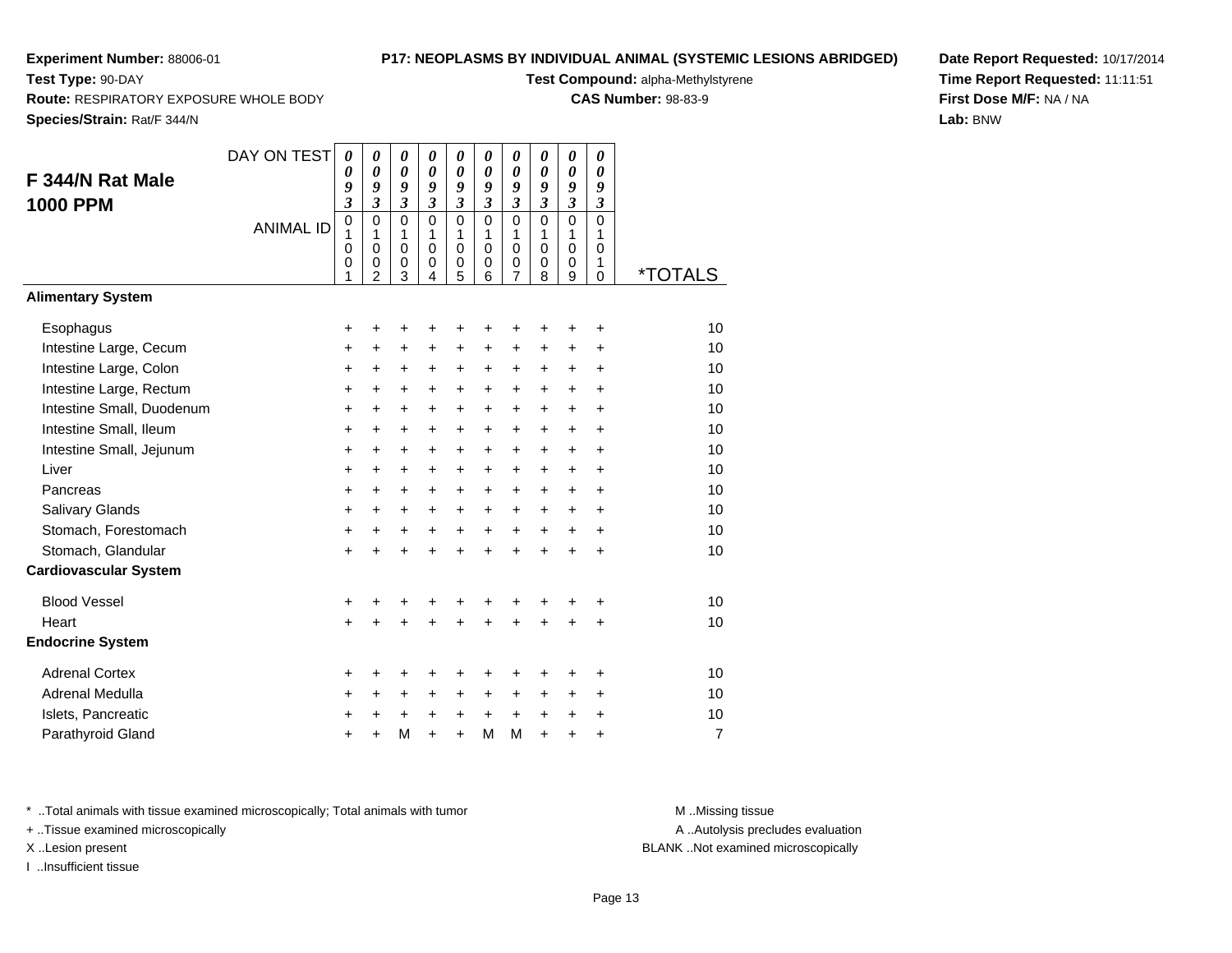**Experiment Number:** 88006-01
**Test Type:** 90-DAY
**Route:** RESPIRATORY EXPOSURE WHOLE BODY
**Species/Strain:** Rat/F 344/N

**P17: NEOPLASMS BY INDIVIDUAL ANIMAL (SYSTEMIC LESIONS ABRIDGED)**
**Test Compound:** alpha-Methylstyrene
**CAS Number:** 98-83-9

**Date Report Requested:** 10/17/2014
**Time Report Requested:** 11:11:51
**First Dose M/F:** NA / NA
**Lab:** BNW

## F 344/N Rat Male 1000 PPM

| DAY ON TEST | 0093 | 0093 | 0093 | 0093 | 0093 | 0093 | 0093 | 0093 | 0093 | 0093 | |
|---|---|---|---|---|---|---|---|---|---|---|---|
| ANIMAL ID | 01001 | 01002 | 01003 | 01004 | 01005 | 01006 | 01007 | 01008 | 01009 | 01010 | *TOTALS |
| **Alimentary System** | | | | | | | | | | | |
| Esophagus | + | + | + | + | + | + | + | + | + | + | 10 |
| Intestine Large, Cecum | + | + | + | + | + | + | + | + | + | + | 10 |
| Intestine Large, Colon | + | + | + | + | + | + | + | + | + | + | 10 |
| Intestine Large, Rectum | + | + | + | + | + | + | + | + | + | + | 10 |
| Intestine Small, Duodenum | + | + | + | + | + | + | + | + | + | + | 10 |
| Intestine Small, Ileum | + | + | + | + | + | + | + | + | + | + | 10 |
| Intestine Small, Jejunum | + | + | + | + | + | + | + | + | + | + | 10 |
| Liver | + | + | + | + | + | + | + | + | + | + | 10 |
| Pancreas | + | + | + | + | + | + | + | + | + | + | 10 |
| Salivary Glands | + | + | + | + | + | + | + | + | + | + | 10 |
| Stomach, Forestomach | + | + | + | + | + | + | + | + | + | + | 10 |
| Stomach, Glandular | + | + | + | + | + | + | + | + | + | + | 10 |
| **Cardiovascular System** | | | | | | | | | | | |
| Blood Vessel | + | + | + | + | + | + | + | + | + | + | 10 |
| Heart | + | + | + | + | + | + | + | + | + | + | 10 |
| **Endocrine System** | | | | | | | | | | | |
| Adrenal Cortex | + | + | + | + | + | + | + | + | + | + | 10 |
| Adrenal Medulla | + | + | + | + | + | + | + | + | + | + | 10 |
| Islets, Pancreatic | + | + | + | + | + | + | + | + | + | + | 10 |
| Parathyroid Gland | + | + | M | + | + | M | M | + | + | + | 7 |

* ..Total animals with tissue examined microscopically; Total animals with tumor
+ ..Tissue examined microscopically
X ..Lesion present
I ..Insufficient tissue

M ..Missing tissue
A ..Autolysis precludes evaluation
BLANK ..Not examined microscopically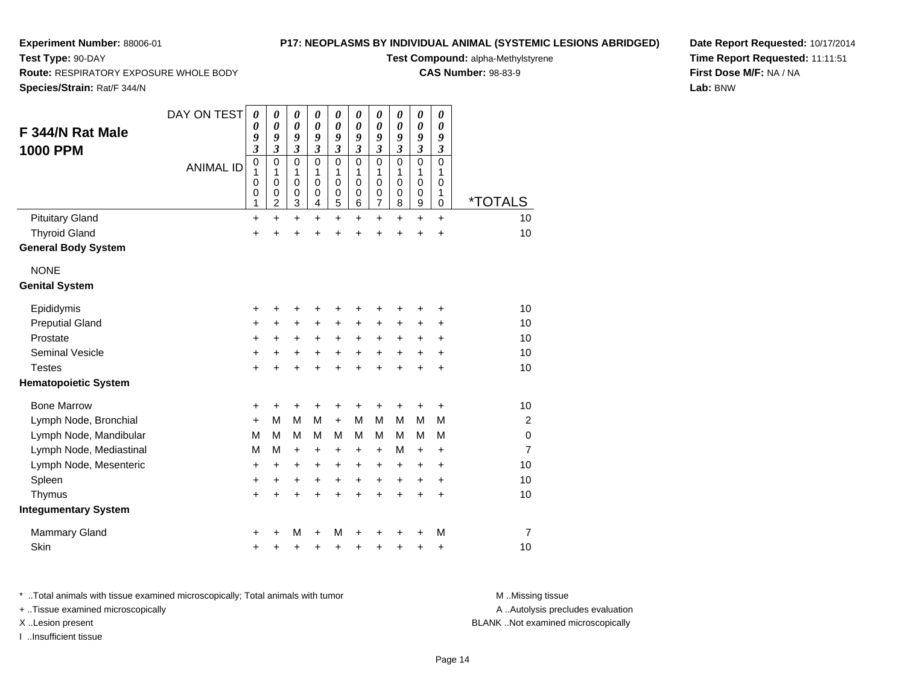**Experiment Number:** 88006-01
**Test Type:** 90-DAY
**Route:** RESPIRATORY EXPOSURE WHOLE BODY
**Species/Strain:** Rat/F 344/N

**P17: NEOPLASMS BY INDIVIDUAL ANIMAL (SYSTEMIC LESIONS ABRIDGED)**
**Test Compound:** alpha-Methylstyrene
**CAS Number:** 98-83-9

**Date Report Requested:** 10/17/2014
**Time Report Requested:** 11:11:51
**First Dose M/F:** NA / NA
**Lab:** BNW

## F 344/N Rat Male 1000 PPM

| DAY ON TEST | 0093 | 0093 | 0093 | 0093 | 0093 | 0093 | 0093 | 0093 | 0093 | 0093 | |
|---|---|---|---|---|---|---|---|---|---|---|---|
| ANIMAL ID | 01001 | 01002 | 01003 | 01004 | 01005 | 01006 | 01007 | 01008 | 01009 | 01010 | *TOTALS |
| Pituitary Gland | + | + | + | + | + | + | + | + | + | + | 10 |
| Thyroid Gland | + | + | + | + | + | + | + | + | + | + | 10 |
| **General Body System** | | | | | | | | | | | |
| NONE | | | | | | | | | | | |
| **Genital System** | | | | | | | | | | | |
| Epididymis | + | + | + | + | + | + | + | + | + | + | 10 |
| Preputial Gland | + | + | + | + | + | + | + | + | + | + | 10 |
| Prostate | + | + | + | + | + | + | + | + | + | + | 10 |
| Seminal Vesicle | + | + | + | + | + | + | + | + | + | + | 10 |
| Testes | + | + | + | + | + | + | + | + | + | + | 10 |
| **Hematopoietic System** | | | | | | | | | | | |
| Bone Marrow | + | + | + | + | + | + | + | + | + | + | 10 |
| Lymph Node, Bronchial | + | M | M | M | + | M | M | M | M | M | 2 |
| Lymph Node, Mandibular | M | M | M | M | M | M | M | M | M | M | 0 |
| Lymph Node, Mediastinal | M | M | + | + | + | + | + | M | + | + | 7 |
| Lymph Node, Mesenteric | + | + | + | + | + | + | + | + | + | + | 10 |
| Spleen | + | + | + | + | + | + | + | + | + | + | 10 |
| Thymus | + | + | + | + | + | + | + | + | + | + | 10 |
| **Integumentary System** | | | | | | | | | | | |
| Mammary Gland | + | + | M | + | M | + | + | + | + | M | 7 |
| Skin | + | + | + | + | + | + | + | + | + | + | 10 |

* ..Total animals with tissue examined microscopically; Total animals with tumor
+ ..Tissue examined microscopically
X ..Lesion present
I ..Insufficient tissue

M ..Missing tissue
A ..Autolysis precludes evaluation
BLANK ..Not examined microscopically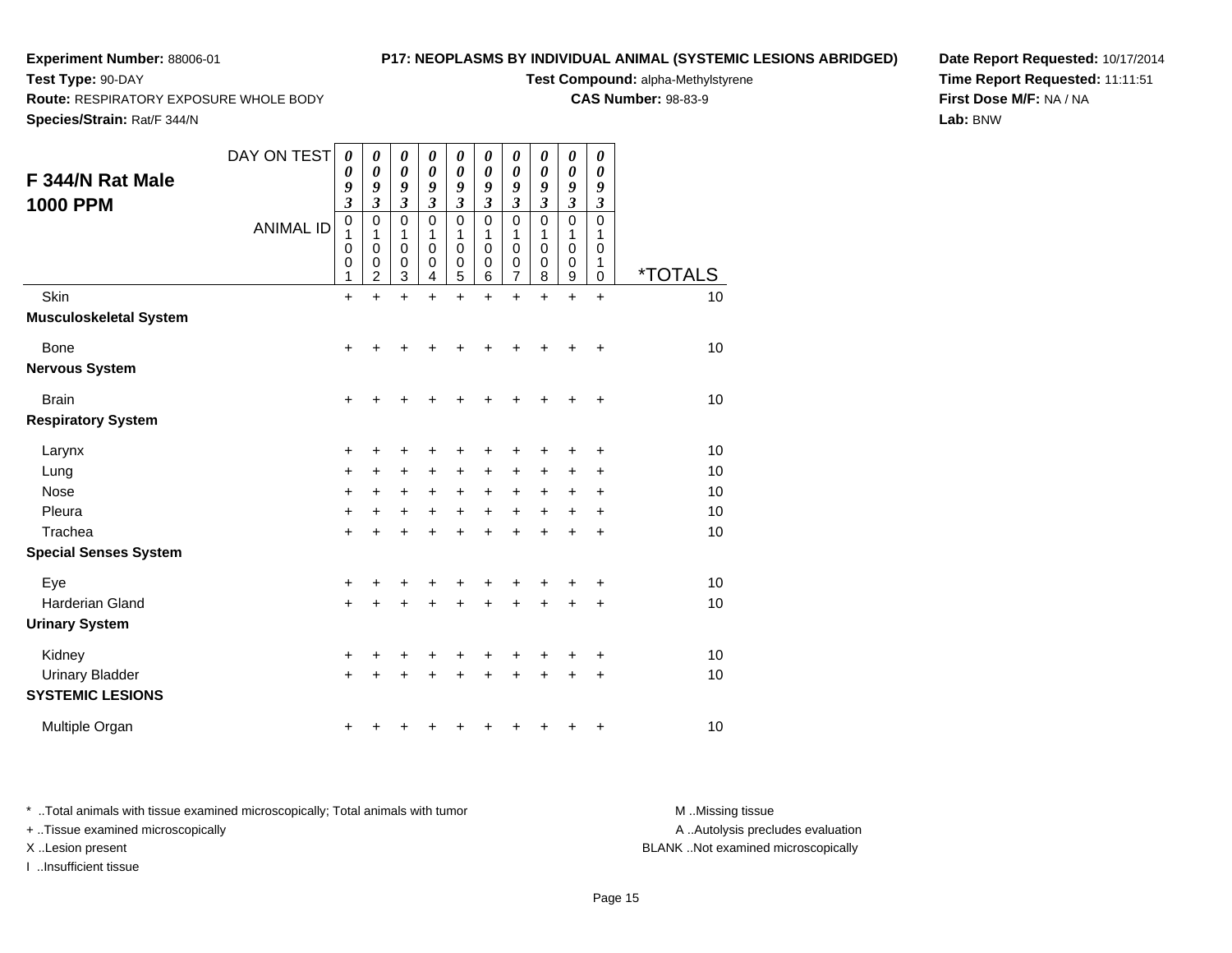**Experiment Number:** 88006-01
**Test Type:** 90-DAY
**Route:** RESPIRATORY EXPOSURE WHOLE BODY
**Species/Strain:** Rat/F 344/N

**P17: NEOPLASMS BY INDIVIDUAL ANIMAL (SYSTEMIC LESIONS ABRIDGED)**
**Test Compound:** alpha-Methylstyrene
**CAS Number:** 98-83-9

**Date Report Requested:** 10/17/2014
**Time Report Requested:** 11:11:51
**First Dose M/F:** NA / NA
**Lab:** BNW

## F 344/N Rat Male 1000 PPM

| DAY ON TEST | 0093 | 0093 | 0093 | 0093 | 0093 | 0093 | 0093 | 0093 | 0093 | 0093 | |
|---|---|---|---|---|---|---|---|---|---|---|---|
| ANIMAL ID | 01001 | 01002 | 01003 | 01004 | 01005 | 01006 | 01007 | 01008 | 01009 | 01010 | *TOTALS |
| Skin | + | + | + | + | + | + | + | + | + | + | 10 |
| **Musculoskeletal System** | | | | | | | | | | | |
| Bone | + | + | + | + | + | + | + | + | + | + | 10 |
| **Nervous System** | | | | | | | | | | | |
| Brain | + | + | + | + | + | + | + | + | + | + | 10 |
| **Respiratory System** | | | | | | | | | | | |
| Larynx | + | + | + | + | + | + | + | + | + | + | 10 |
| Lung | + | + | + | + | + | + | + | + | + | + | 10 |
| Nose | + | + | + | + | + | + | + | + | + | + | 10 |
| Pleura | + | + | + | + | + | + | + | + | + | + | 10 |
| Trachea | + | + | + | + | + | + | + | + | + | + | 10 |
| **Special Senses System** | | | | | | | | | | | |
| Eye | + | + | + | + | + | + | + | + | + | + | 10 |
| Harderian Gland | + | + | + | + | + | + | + | + | + | + | 10 |
| **Urinary System** | | | | | | | | | | | |
| Kidney | + | + | + | + | + | + | + | + | + | + | 10 |
| Urinary Bladder | + | + | + | + | + | + | + | + | + | + | 10 |
| **SYSTEMIC LESIONS** | | | | | | | | | | | |
| Multiple Organ | + | + | + | + | + | + | + | + | + | + | 10 |

* ..Total animals with tissue examined microscopically; Total animals with tumor
+ ..Tissue examined microscopically
X ..Lesion present
I ..Insufficient tissue

M ..Missing tissue
A ..Autolysis precludes evaluation
BLANK ..Not examined microscopically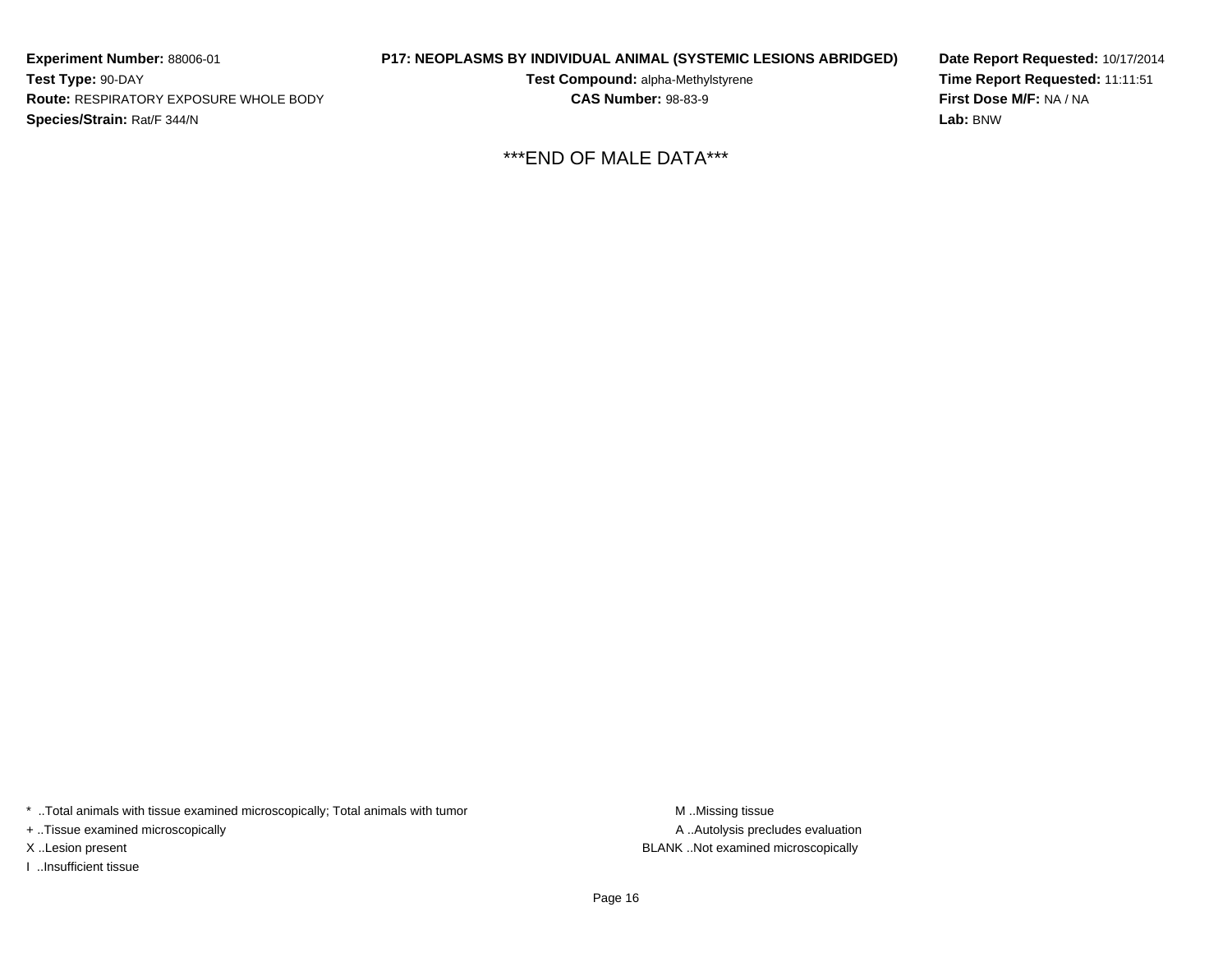**Experiment Number:** 88006-01
**Test Type:** 90-DAY
**Route:** RESPIRATORY EXPOSURE WHOLE BODY
**Species/Strain:** Rat/F 344/N

**P17: NEOPLASMS BY INDIVIDUAL ANIMAL (SYSTEMIC LESIONS ABRIDGED)**
**Test Compound:** alpha-Methylstyrene
**CAS Number:** 98-83-9

**Date Report Requested:** 10/17/2014
**Time Report Requested:** 11:11:51
**First Dose M/F:** NA / NA
**Lab:** BNW

***END OF MALE DATA***

* ..Total animals with tissue examined microscopically; Total animals with tumor
+ ..Tissue examined microscopically
X ..Lesion present
I ..Insufficient tissue

M ..Missing tissue
A ..Autolysis precludes evaluation
BLANK ..Not examined microscopically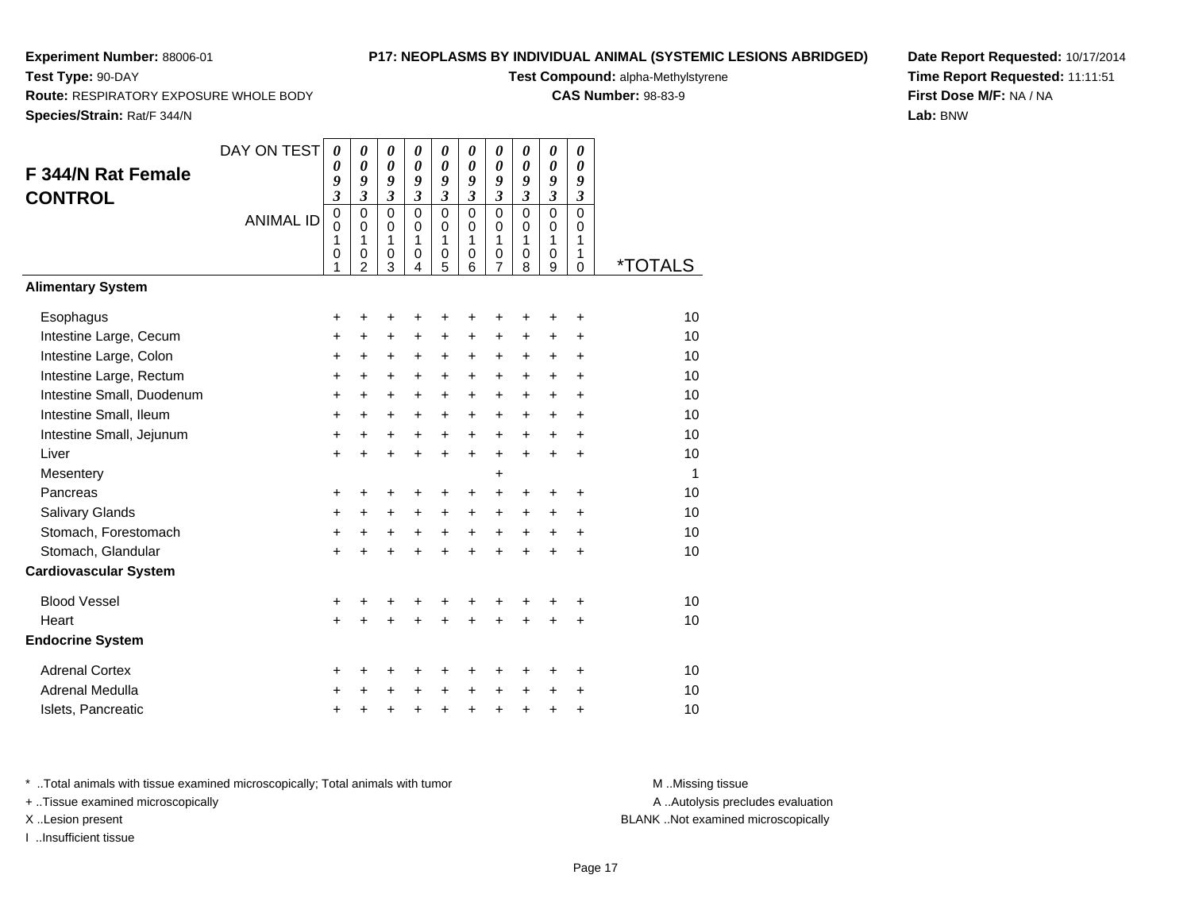**Experiment Number:** 88006-01
**Test Type:** 90-DAY
**Route:** RESPIRATORY EXPOSURE WHOLE BODY
**Species/Strain:** Rat/F 344/N

**P17: NEOPLASMS BY INDIVIDUAL ANIMAL (SYSTEMIC LESIONS ABRIDGED)**
**Test Compound:** alpha-Methylstyrene
**CAS Number:** 98-83-9

**Date Report Requested:** 10/17/2014
**Time Report Requested:** 11:11:51
**First Dose M/F:** NA / NA
**Lab:** BNW

## F 344/N Rat Female CONTROL

| DAY ON TEST | 0093 | 0093 | 0093 | 0093 | 0093 | 0093 | 0093 | 0093 | 0093 | 0093 | |
|---|---|---|---|---|---|---|---|---|---|---|---|
| ANIMAL ID | 00101 | 00102 | 00103 | 00104 | 00105 | 00106 | 00107 | 00108 | 00109 | 00110 | *TOTALS |
| **Alimentary System** | | | | | | | | | | | |
| Esophagus | + | + | + | + | + | + | + | + | + | + | 10 |
| Intestine Large, Cecum | + | + | + | + | + | + | + | + | + | + | 10 |
| Intestine Large, Colon | + | + | + | + | + | + | + | + | + | + | 10 |
| Intestine Large, Rectum | + | + | + | + | + | + | + | + | + | + | 10 |
| Intestine Small, Duodenum | + | + | + | + | + | + | + | + | + | + | 10 |
| Intestine Small, Ileum | + | + | + | + | + | + | + | + | + | + | 10 |
| Intestine Small, Jejunum | + | + | + | + | + | + | + | + | + | + | 10 |
| Liver | + | + | + | + | + | + | + | + | + | + | 10 |
| Mesentery | | | | | | | + | | | | 1 |
| Pancreas | + | + | + | + | + | + | + | + | + | + | 10 |
| Salivary Glands | + | + | + | + | + | + | + | + | + | + | 10 |
| Stomach, Forestomach | + | + | + | + | + | + | + | + | + | + | 10 |
| Stomach, Glandular | + | + | + | + | + | + | + | + | + | + | 10 |
| **Cardiovascular System** | | | | | | | | | | | |
| Blood Vessel | + | + | + | + | + | + | + | + | + | + | 10 |
| Heart | + | + | + | + | + | + | + | + | + | + | 10 |
| **Endocrine System** | | | | | | | | | | | |
| Adrenal Cortex | + | + | + | + | + | + | + | + | + | + | 10 |
| Adrenal Medulla | + | + | + | + | + | + | + | + | + | + | 10 |
| Islets, Pancreatic | + | + | + | + | + | + | + | + | + | + | 10 |

* ..Total animals with tissue examined microscopically; Total animals with tumor
+ ..Tissue examined microscopically
X ..Lesion present
I ..Insufficient tissue

M ..Missing tissue
A ..Autolysis precludes evaluation
BLANK ..Not examined microscopically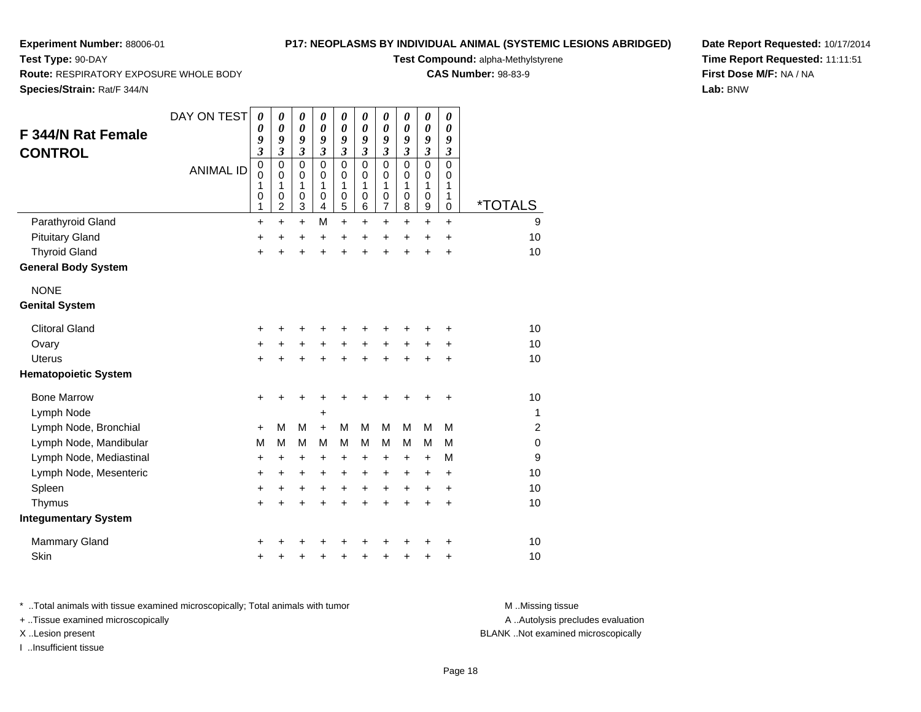**Experiment Number:** 88006-01

**Test Type:** 90-DAY

**Route:** RESPIRATORY EXPOSURE WHOLE BODY

**Species/Strain:** Rat/F 344/N

**P17: NEOPLASMS BY INDIVIDUAL ANIMAL (SYSTEMIC LESIONS ABRIDGED)**

**Test Compound:** alpha-Methylstyrene

**CAS Number:** 98-83-9

**Date Report Requested:** 10/17/2014

**Time Report Requested:** 11:11:51

**First Dose M/F:** NA / NA

**Lab:** BNW

## F 344/N Rat Female CONTROL

| DAY ON TEST | 0093 | 0093 | 0093 | 0093 | 0093 | 0093 | 0093 | 0093 | 0093 | 0093 | |
|---|---|---|---|---|---|---|---|---|---|---|---|
| ANIMAL ID | 00101 | 00102 | 00103 | 00104 | 00105 | 00106 | 00107 | 00108 | 00109 | 00110 | *TOTALS |
| Parathyroid Gland | + | + | + | M | + | + | + | + | + | + | 9 |
| Pituitary Gland | + | + | + | + | + | + | + | + | + | + | 10 |
| Thyroid Gland | + | + | + | + | + | + | + | + | + | + | 10 |
| **General Body System** | | | | | | | | | | | |
| NONE | | | | | | | | | | | |
| **Genital System** | | | | | | | | | | | |
| Clitoral Gland | + | + | + | + | + | + | + | + | + | + | 10 |
| Ovary | + | + | + | + | + | + | + | + | + | + | 10 |
| Uterus | + | + | + | + | + | + | + | + | + | + | 10 |
| **Hematopoietic System** | | | | | | | | | | | |
| Bone Marrow | + | + | + | + | + | + | + | + | + | + | 10 |
| Lymph Node | | | | + | | | | | | | 1 |
| Lymph Node, Bronchial | + | M | M | + | M | M | M | M | M | M | 2 |
| Lymph Node, Mandibular | M | M | M | M | M | M | M | M | M | M | 0 |
| Lymph Node, Mediastinal | + | + | + | + | + | + | + | + | + | M | 9 |
| Lymph Node, Mesenteric | + | + | + | + | + | + | + | + | + | + | 10 |
| Spleen | + | + | + | + | + | + | + | + | + | + | 10 |
| Thymus | + | + | + | + | + | + | + | + | + | + | 10 |
| **Integumentary System** | | | | | | | | | | | |
| Mammary Gland | + | + | + | + | + | + | + | + | + | + | 10 |
| Skin | + | + | + | + | + | + | + | + | + | + | 10 |

\* ..Total animals with tissue examined microscopically; Total animals with tumor

\+ ..Tissue examined microscopically

X ..Lesion present

I ..Insufficient tissue

M ..Missing tissue

A ..Autolysis precludes evaluation

BLANK ..Not examined microscopically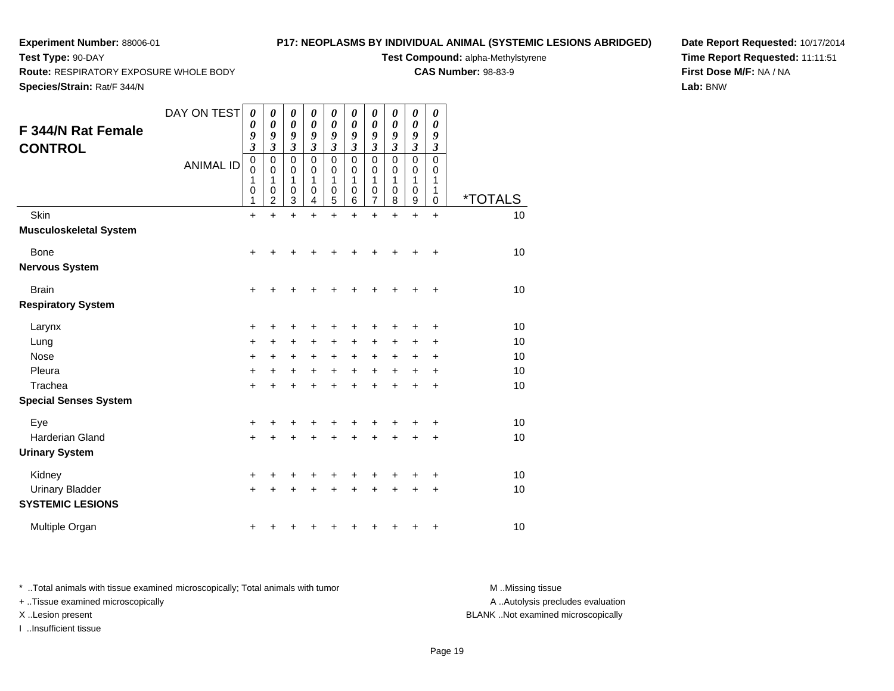**Experiment Number:** 88006-01
**Test Type:** 90-DAY
**Route:** RESPIRATORY EXPOSURE WHOLE BODY
**Species/Strain:** Rat/F 344/N

**P17: NEOPLASMS BY INDIVIDUAL ANIMAL (SYSTEMIC LESIONS ABRIDGED)**
**Test Compound:** alpha-Methylstyrene
**CAS Number:** 98-83-9

**Date Report Requested:** 10/17/2014
**Time Report Requested:** 11:11:51
**First Dose M/F:** NA / NA
**Lab:** BNW

## F 344/N Rat Female CONTROL

| DAY ON TEST | 0093 | 0093 | 0093 | 0093 | 0093 | 0093 | 0093 | 0093 | 0093 | 0093 | |
|---|---|---|---|---|---|---|---|---|---|---|---|
| ANIMAL ID | 00101 | 00102 | 00103 | 00104 | 00105 | 00106 | 00107 | 00108 | 00109 | 00110 | *TOTALS |
| Skin | + | + | + | + | + | + | + | + | + | + | 10 |
| **Musculoskeletal System** | | | | | | | | | | | |
| Bone | + | + | + | + | + | + | + | + | + | + | 10 |
| **Nervous System** | | | | | | | | | | | |
| Brain | + | + | + | + | + | + | + | + | + | + | 10 |
| **Respiratory System** | | | | | | | | | | | |
| Larynx | + | + | + | + | + | + | + | + | + | + | 10 |
| Lung | + | + | + | + | + | + | + | + | + | + | 10 |
| Nose | + | + | + | + | + | + | + | + | + | + | 10 |
| Pleura | + | + | + | + | + | + | + | + | + | + | 10 |
| Trachea | + | + | + | + | + | + | + | + | + | + | 10 |
| **Special Senses System** | | | | | | | | | | | |
| Eye | + | + | + | + | + | + | + | + | + | + | 10 |
| Harderian Gland | + | + | + | + | + | + | + | + | + | + | 10 |
| **Urinary System** | | | | | | | | | | | |
| Kidney | + | + | + | + | + | + | + | + | + | + | 10 |
| Urinary Bladder | + | + | + | + | + | + | + | + | + | + | 10 |
| **SYSTEMIC LESIONS** | | | | | | | | | | | |
| Multiple Organ | + | + | + | + | + | + | + | + | + | + | 10 |

* ..Total animals with tissue examined microscopically; Total animals with tumor
+ ..Tissue examined microscopically
X ..Lesion present
I ..Insufficient tissue

M ..Missing tissue
A ..Autolysis precludes evaluation
BLANK ..Not examined microscopically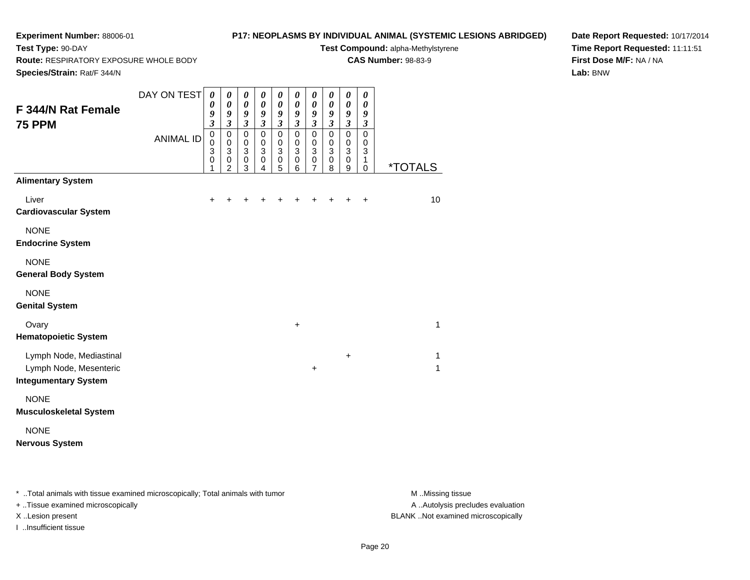**Experiment Number:** 88006-01
**Test Type:** 90-DAY
**Route:** RESPIRATORY EXPOSURE WHOLE BODY
**Species/Strain:** Rat/F 344/N

**P17: NEOPLASMS BY INDIVIDUAL ANIMAL (SYSTEMIC LESIONS ABRIDGED)**
**Test Compound:** alpha-Methylstyrene
**CAS Number:** 98-83-9

**Date Report Requested:** 10/17/2014
**Time Report Requested:** 11:11:51
**First Dose M/F:** NA / NA
**Lab:** BNW

## F 344/N Rat Female 75 PPM

| DAY ON TEST | 0093 | 0093 | 0093 | 0093 | 0093 | 0093 | 0093 | 0093 | 0093 | 0093 | |
|---|---|---|---|---|---|---|---|---|---|---|---|
| ANIMAL ID | 00301 | 00302 | 00303 | 00304 | 00305 | 00306 | 00307 | 00308 | 00309 | 00310 | *TOTALS |
| **Alimentary System** | | | | | | | | | | | |
| Liver | + | + | + | + | + | + | + | + | + | + | 10 |
| **Cardiovascular System** | | | | | | | | | | | |
| NONE | | | | | | | | | | | |
| **Endocrine System** | | | | | | | | | | | |
| NONE | | | | | | | | | | | |
| **General Body System** | | | | | | | | | | | |
| NONE | | | | | | | | | | | |
| **Genital System** | | | | | | | | | | | |
| Ovary | | | | | | + | | | | | 1 |
| **Hematopoietic System** | | | | | | | | | | | |
| Lymph Node, Mediastinal | | | | | | | | | + | | 1 |
| Lymph Node, Mesenteric | | | | | | | + | | | | 1 |
| **Integumentary System** | | | | | | | | | | | |
| NONE | | | | | | | | | | | |
| **Musculoskeletal System** | | | | | | | | | | | |
| NONE | | | | | | | | | | | |
| **Nervous System** | | | | | | | | | | | |

* ..Total animals with tissue examined microscopically; Total animals with tumor
+ ..Tissue examined microscopically
X ..Lesion present
I ..Insufficient tissue

M ..Missing tissue
A ..Autolysis precludes evaluation
BLANK ..Not examined microscopically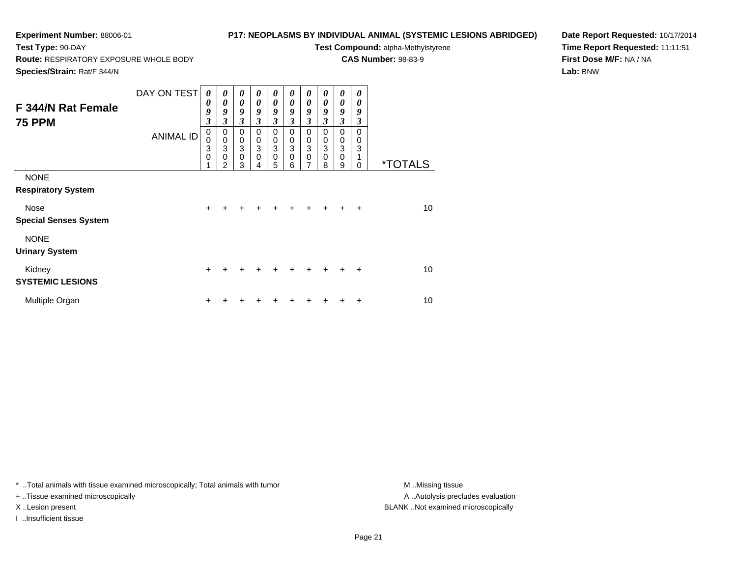**Experiment Number:** 88006-01
**Test Type:** 90-DAY
**Route:** RESPIRATORY EXPOSURE WHOLE BODY
**Species/Strain:** Rat/F 344/N

**P17: NEOPLASMS BY INDIVIDUAL ANIMAL (SYSTEMIC LESIONS ABRIDGED)**
**Test Compound:** alpha-Methylstyrene
**CAS Number:** 98-83-9

**Date Report Requested:** 10/17/2014
**Time Report Requested:** 11:11:51
**First Dose M/F:** NA / NA
**Lab:** BNW

## F 344/N Rat Female 75 PPM

| DAY ON TEST | 0093 | 0093 | 0093 | 0093 | 0093 | 0093 | 0093 | 0093 | 0093 | 0093 | |
|---|---|---|---|---|---|---|---|---|---|---|---|
| ANIMAL ID | 00301 | 00302 | 00303 | 00304 | 00305 | 00306 | 00307 | 00308 | 00309 | 00310 | *TOTALS |
| NONE | | | | | | | | | | | |
| **Respiratory System** | | | | | | | | | | | |
| Nose | + | + | + | + | + | + | + | + | + | + | 10 |
| **Special Senses System** | | | | | | | | | | | |
| NONE | | | | | | | | | | | |
| **Urinary System** | | | | | | | | | | | |
| Kidney | + | + | + | + | + | + | + | + | + | + | 10 |
| **SYSTEMIC LESIONS** | | | | | | | | | | | |
| Multiple Organ | + | + | + | + | + | + | + | + | + | + | 10 |

\* ..Total animals with tissue examined microscopically; Total animals with tumor
+ ..Tissue examined microscopically
X ..Lesion present
I ..Insufficient tissue

M ..Missing tissue
A ..Autolysis precludes evaluation
BLANK ..Not examined microscopically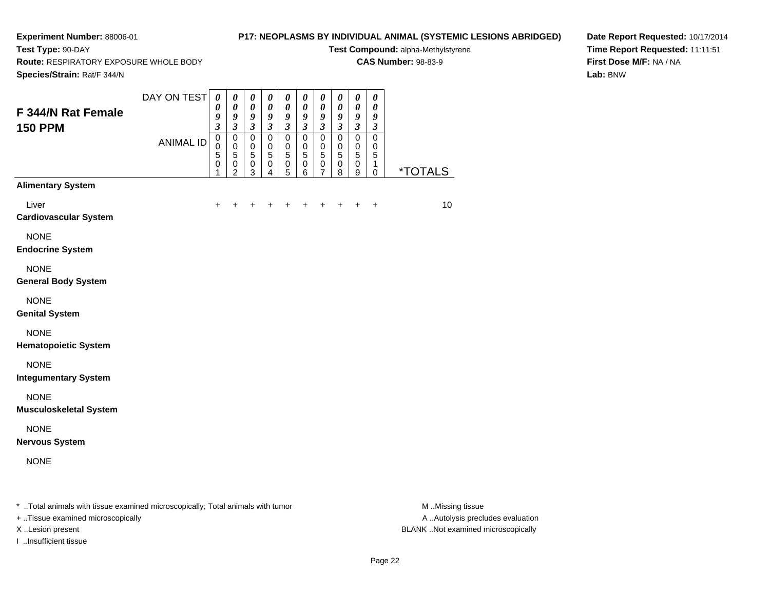**Experiment Number:** 88006-01
**Test Type:** 90-DAY
**Route:** RESPIRATORY EXPOSURE WHOLE BODY
**Species/Strain:** Rat/F 344/N

**P17: NEOPLASMS BY INDIVIDUAL ANIMAL (SYSTEMIC LESIONS ABRIDGED)**
**Test Compound:** alpha-Methylstyrene
**CAS Number:** 98-83-9

**Date Report Requested:** 10/17/2014
**Time Report Requested:** 11:11:51
**First Dose M/F:** NA / NA
**Lab:** BNW

## F 344/N Rat Female 150 PPM

| DAY ON TEST | 0093 | 0093 | 0093 | 0093 | 0093 | 0093 | 0093 | 0093 | 0093 | 0093 | |
|---|---|---|---|---|---|---|---|---|---|---|---|
| **ANIMAL ID** | 00501 | 00502 | 00503 | 00504 | 00505 | 00506 | 00507 | 00508 | 00509 | 00510 | ***TOTALS** |
| **Alimentary System** | | | | | | | | | | | |
| Liver | + | + | + | + | + | + | + | + | + | + | 10 |
| **Cardiovascular System** | | | | | | | | | | | |
| NONE | | | | | | | | | | | |
| **Endocrine System** | | | | | | | | | | | |
| NONE | | | | | | | | | | | |
| **General Body System** | | | | | | | | | | | |
| NONE | | | | | | | | | | | |
| **Genital System** | | | | | | | | | | | |
| NONE | | | | | | | | | | | |
| **Hematopoietic System** | | | | | | | | | | | |
| NONE | | | | | | | | | | | |
| **Integumentary System** | | | | | | | | | | | |
| NONE | | | | | | | | | | | |
| **Musculoskeletal System** | | | | | | | | | | | |
| NONE | | | | | | | | | | | |
| **Nervous System** | | | | | | | | | | | |
| NONE | | | | | | | | | | | |

* ..Total animals with tissue examined microscopically; Total animals with tumor
+ ..Tissue examined microscopically
X ..Lesion present
I ..Insufficient tissue

M ..Missing tissue
A ..Autolysis precludes evaluation
BLANK ..Not examined microscopically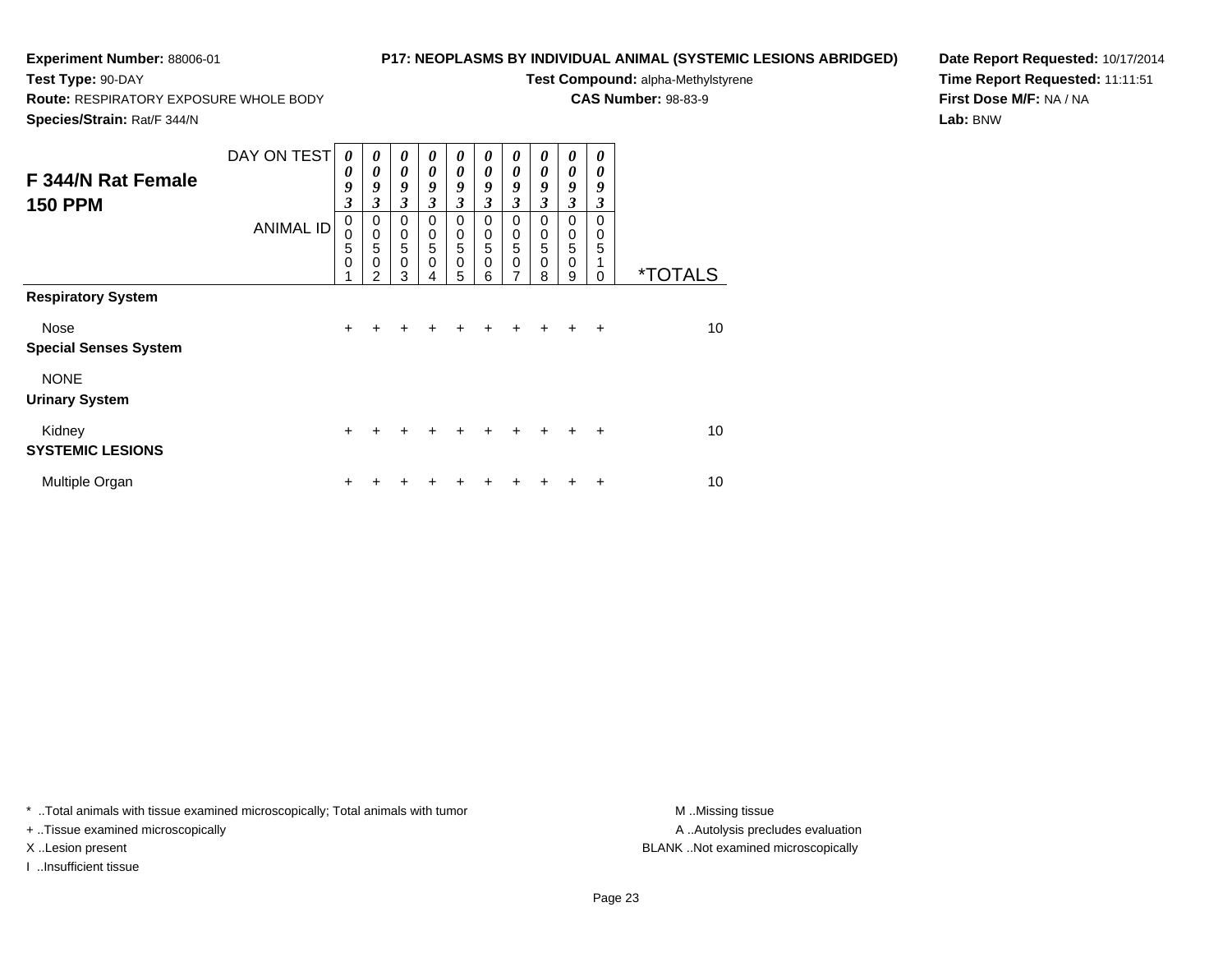**Experiment Number:** 88006-01

**Test Type:** 90-DAY

**Route:** RESPIRATORY EXPOSURE WHOLE BODY

**Species/Strain:** Rat/F 344/N

**P17: NEOPLASMS BY INDIVIDUAL ANIMAL (SYSTEMIC LESIONS ABRIDGED)**

**Test Compound:** alpha-Methylstyrene

**CAS Number:** 98-83-9

**Date Report Requested:** 10/17/2014

**Time Report Requested:** 11:11:51

**First Dose M/F:** NA / NA

**Lab:** BNW

## F 344/N Rat Female 150 PPM

| DAY ON TEST | 0093 | 0093 | 0093 | 0093 | 0093 | 0093 | 0093 | 0093 | 0093 | 0093 | |
|---|---|---|---|---|---|---|---|---|---|---|---|
| ANIMAL ID | 00501 | 00502 | 00503 | 00504 | 00505 | 00506 | 00507 | 00508 | 00509 | 00510 | *TOTALS |
| **Respiratory System** | | | | | | | | | | | |
| Nose | + | + | + | + | + | + | + | + | + | + | 10 |
| **Special Senses System** | | | | | | | | | | | |
| NONE | | | | | | | | | | | |
| **Urinary System** | | | | | | | | | | | |
| Kidney | + | + | + | + | + | + | + | + | + | + | 10 |
| **SYSTEMIC LESIONS** | | | | | | | | | | | |
| Multiple Organ | + | + | + | + | + | + | + | + | + | + | 10 |

* ..Total animals with tissue examined microscopically; Total animals with tumor

+ ..Tissue examined microscopically

X ..Lesion present

I ..Insufficient tissue

M ..Missing tissue

A ..Autolysis precludes evaluation

BLANK ..Not examined microscopically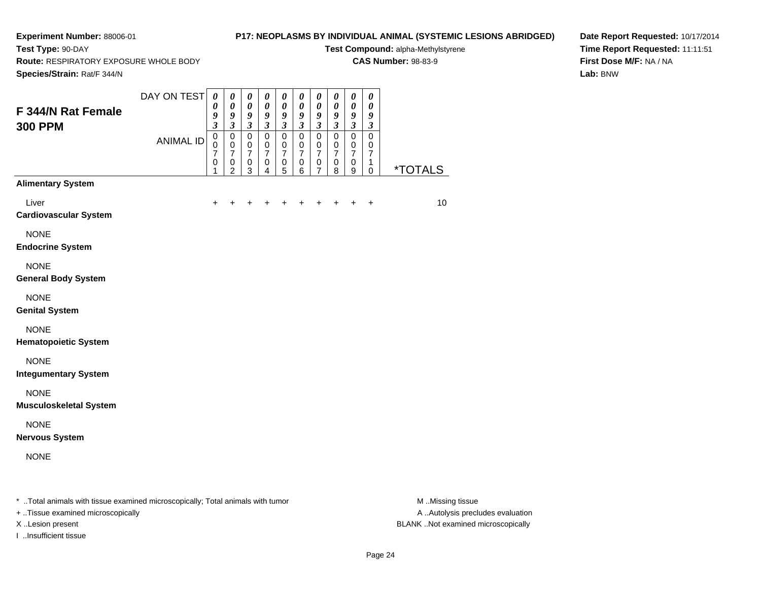**Experiment Number:** 88006-01
**Test Type:** 90-DAY
**Route:** RESPIRATORY EXPOSURE WHOLE BODY
**Species/Strain:** Rat/F 344/N

**P17: NEOPLASMS BY INDIVIDUAL ANIMAL (SYSTEMIC LESIONS ABRIDGED)**
**Test Compound:** alpha-Methylstyrene
**CAS Number:** 98-83-9

**Date Report Requested:** 10/17/2014
**Time Report Requested:** 11:11:51
**First Dose M/F:** NA / NA
**Lab:** BNW

## F 344/N Rat Female 300 PPM

| DAY ON TEST | 0093 | 0093 | 0093 | 0093 | 0093 | 0093 | 0093 | 0093 | 0093 | 0093 | |
|---|---|---|---|---|---|---|---|---|---|---|---|
| ANIMAL ID | 00701 | 00702 | 00703 | 00704 | 00705 | 00706 | 00707 | 00708 | 00709 | 00710 | *TOTALS |
| **Alimentary System** | | | | | | | | | | | |
| Liver | + | + | + | + | + | + | + | + | + | + | 10 |
| **Cardiovascular System** | | | | | | | | | | | |
| NONE | | | | | | | | | | | |
| **Endocrine System** | | | | | | | | | | | |
| NONE | | | | | | | | | | | |
| **General Body System** | | | | | | | | | | | |
| NONE | | | | | | | | | | | |
| **Genital System** | | | | | | | | | | | |
| NONE | | | | | | | | | | | |
| **Hematopoietic System** | | | | | | | | | | | |
| NONE | | | | | | | | | | | |
| **Integumentary System** | | | | | | | | | | | |
| NONE | | | | | | | | | | | |
| **Musculoskeletal System** | | | | | | | | | | | |
| NONE | | | | | | | | | | | |
| **Nervous System** | | | | | | | | | | | |
| NONE | | | | | | | | | | | |

* ..Total animals with tissue examined microscopically; Total animals with tumor
+ ..Tissue examined microscopically
X ..Lesion present
I ..Insufficient tissue

M ..Missing tissue
A ..Autolysis precludes evaluation
BLANK ..Not examined microscopically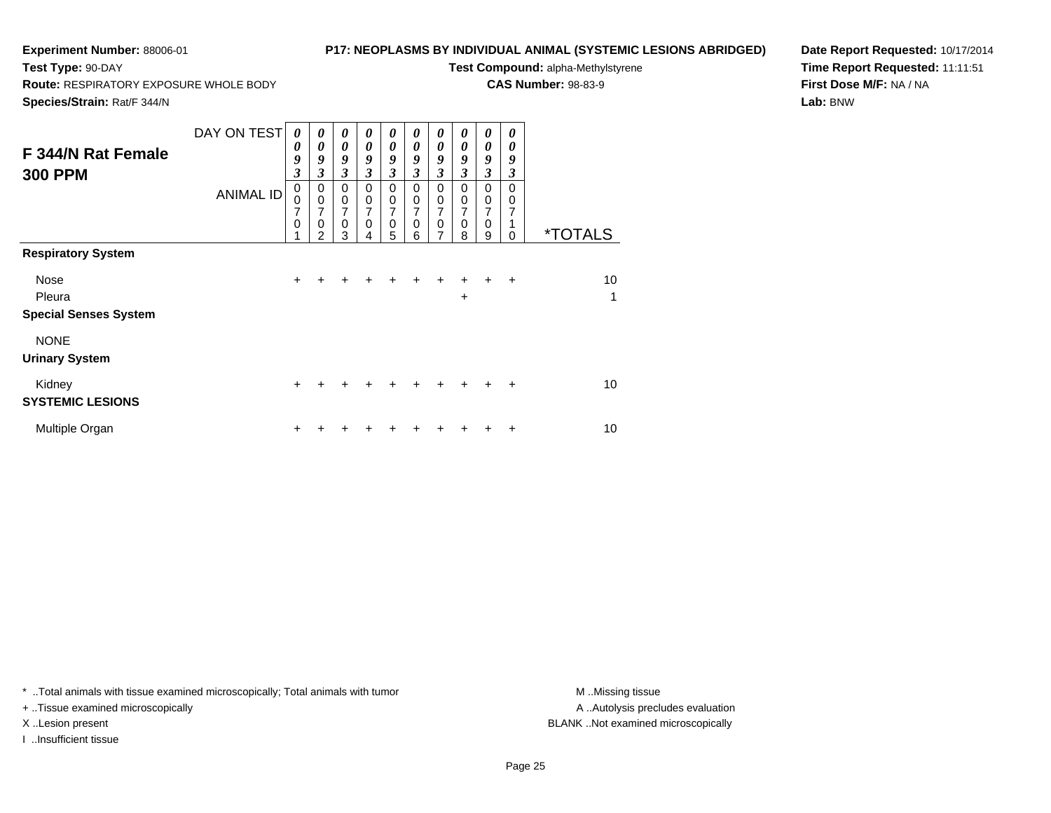**Experiment Number:** 88006-01
**Test Type:** 90-DAY
**Route:** RESPIRATORY EXPOSURE WHOLE BODY
**Species/Strain:** Rat/F 344/N

**P17: NEOPLASMS BY INDIVIDUAL ANIMAL (SYSTEMIC LESIONS ABRIDGED)**
**Test Compound:** alpha-Methylstyrene
**CAS Number:** 98-83-9

**Date Report Requested:** 10/17/2014
**Time Report Requested:** 11:11:51
**First Dose M/F:** NA / NA
**Lab:** BNW

## F 344/N Rat Female 300 PPM

| DAY ON TEST | 0093 | 0093 | 0093 | 0093 | 0093 | 0093 | 0093 | 0093 | 0093 | 0093 | |
|---|---|---|---|---|---|---|---|---|---|---|---|
| ANIMAL ID | 00701 | 00702 | 00703 | 00704 | 00705 | 00706 | 00707 | 00708 | 00709 | 00710 | *TOTALS |
| **Respiratory System** | | | | | | | | | | | |
| Nose | + | + | + | + | + | + | + | + | + | + | 10 |
| Pleura | | | | | | | | + | | | 1 |
| **Special Senses System** | | | | | | | | | | | |
| NONE | | | | | | | | | | | |
| **Urinary System** | | | | | | | | | | | |
| Kidney | + | + | + | + | + | + | + | + | + | + | 10 |
| **SYSTEMIC LESIONS** | | | | | | | | | | | |
| Multiple Organ | + | + | + | + | + | + | + | + | + | + | 10 |

* ..Total animals with tissue examined microscopically; Total animals with tumor
+ ..Tissue examined microscopically
X ..Lesion present
I ..Insufficient tissue

M ..Missing tissue
A ..Autolysis precludes evaluation
BLANK ..Not examined microscopically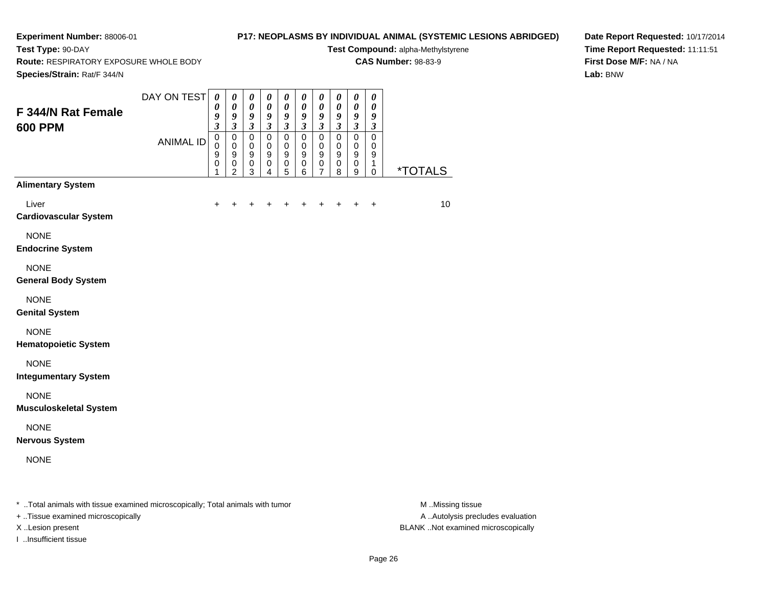**Experiment Number:** 88006-01
**Test Type:** 90-DAY
**Route:** RESPIRATORY EXPOSURE WHOLE BODY
**Species/Strain:** Rat/F 344/N

**P17: NEOPLASMS BY INDIVIDUAL ANIMAL (SYSTEMIC LESIONS ABRIDGED)**
**Test Compound:** alpha-Methylstyrene
**CAS Number:** 98-83-9

**Date Report Requested:** 10/17/2014
**Time Report Requested:** 11:11:51
**First Dose M/F:** NA / NA
**Lab:** BNW

## F 344/N Rat Female 600 PPM

| DAY ON TEST | 0093 | 0093 | 0093 | 0093 | 0093 | 0093 | 0093 | 0093 | 0093 | 0093 | |
|---|---|---|---|---|---|---|---|---|---|---|---|
| ANIMAL ID | 00901 | 00902 | 00903 | 00904 | 00905 | 00906 | 00907 | 00908 | 00909 | 00910 | *TOTALS |
| **Alimentary System** | | | | | | | | | | | |
| Liver | + | + | + | + | + | + | + | + | + | + | 10 |
| **Cardiovascular System** | | | | | | | | | | | |
| NONE | | | | | | | | | | | |
| **Endocrine System** | | | | | | | | | | | |
| NONE | | | | | | | | | | | |
| **General Body System** | | | | | | | | | | | |
| NONE | | | | | | | | | | | |
| **Genital System** | | | | | | | | | | | |
| NONE | | | | | | | | | | | |
| **Hematopoietic System** | | | | | | | | | | | |
| NONE | | | | | | | | | | | |
| **Integumentary System** | | | | | | | | | | | |
| NONE | | | | | | | | | | | |
| **Musculoskeletal System** | | | | | | | | | | | |
| NONE | | | | | | | | | | | |
| **Nervous System** | | | | | | | | | | | |
| NONE | | | | | | | | | | | |

* ..Total animals with tissue examined microscopically; Total animals with tumor
+ ..Tissue examined microscopically
X ..Lesion present
I ..Insufficient tissue

M ..Missing tissue
A ..Autolysis precludes evaluation
BLANK ..Not examined microscopically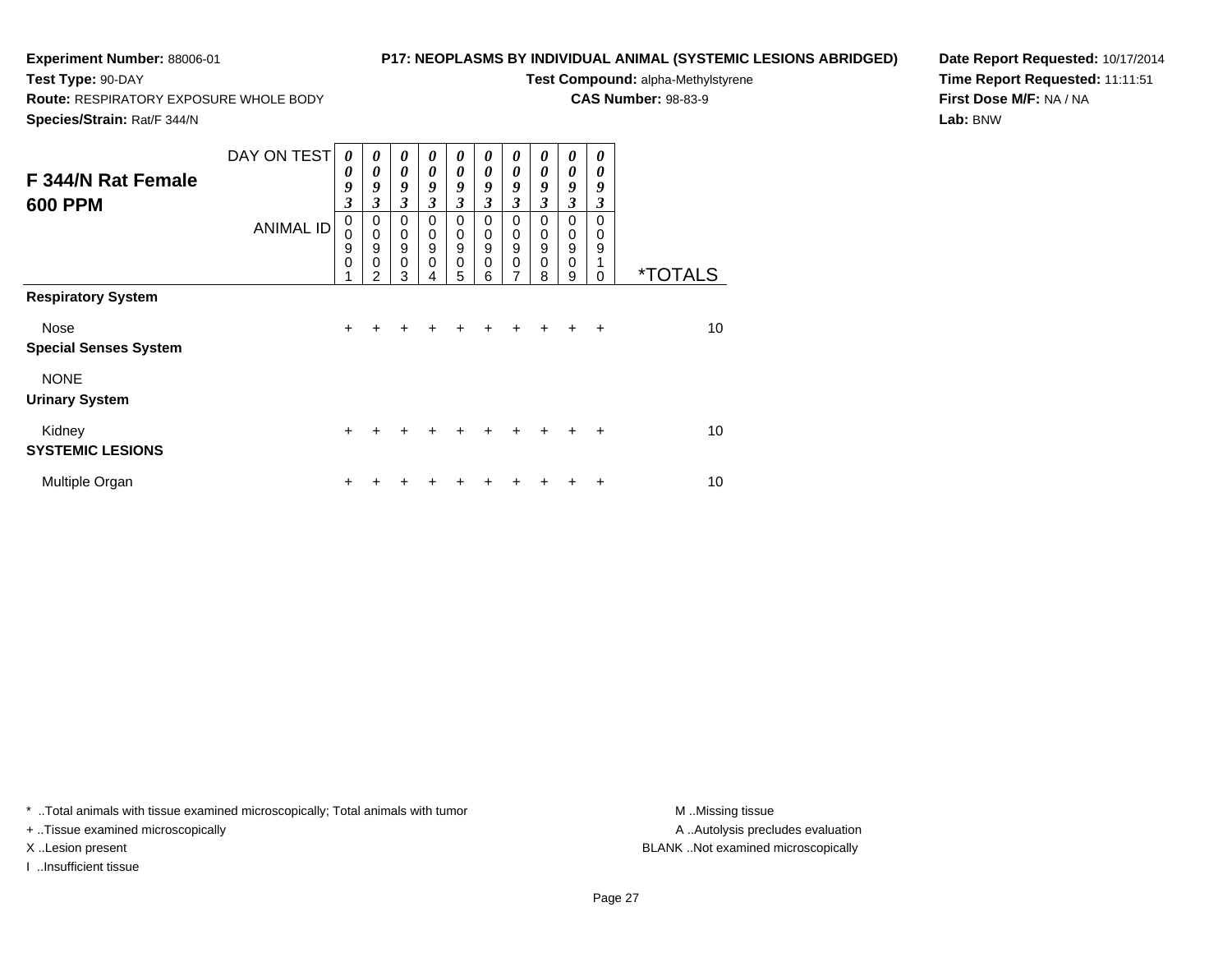**Experiment Number:** 88006-01
**Test Type:** 90-DAY
**Route:** RESPIRATORY EXPOSURE WHOLE BODY
**Species/Strain:** Rat/F 344/N

**P17: NEOPLASMS BY INDIVIDUAL ANIMAL (SYSTEMIC LESIONS ABRIDGED)**
**Test Compound:** alpha-Methylstyrene
**CAS Number:** 98-83-9

**Date Report Requested:** 10/17/2014
**Time Report Requested:** 11:11:51
**First Dose M/F:** NA / NA
**Lab:** BNW

## F 344/N Rat Female 600 PPM

| DAY ON TEST | 0093 | 0093 | 0093 | 0093 | 0093 | 0093 | 0093 | 0093 | 0093 | 0093 | |
|---|---|---|---|---|---|---|---|---|---|---|---|
| **ANIMAL ID** | 00901 | 00902 | 00903 | 00904 | 00905 | 00906 | 00907 | 00908 | 00909 | 00910 | ***TOTALS** |
| **Respiratory System** | | | | | | | | | | | |
| Nose | + | + | + | + | + | + | + | + | + | + | 10 |
| **Special Senses System** | | | | | | | | | | | |
| NONE | | | | | | | | | | | |
| **Urinary System** | | | | | | | | | | | |
| Kidney | + | + | + | + | + | + | + | + | + | + | 10 |
| **SYSTEMIC LESIONS** | | | | | | | | | | | |
| Multiple Organ | + | + | + | + | + | + | + | + | + | + | 10 |

* ..Total animals with tissue examined microscopically; Total animals with tumor
+ ..Tissue examined microscopically
X ..Lesion present
I ..Insufficient tissue

M ..Missing tissue
A ..Autolysis precludes evaluation
BLANK ..Not examined microscopically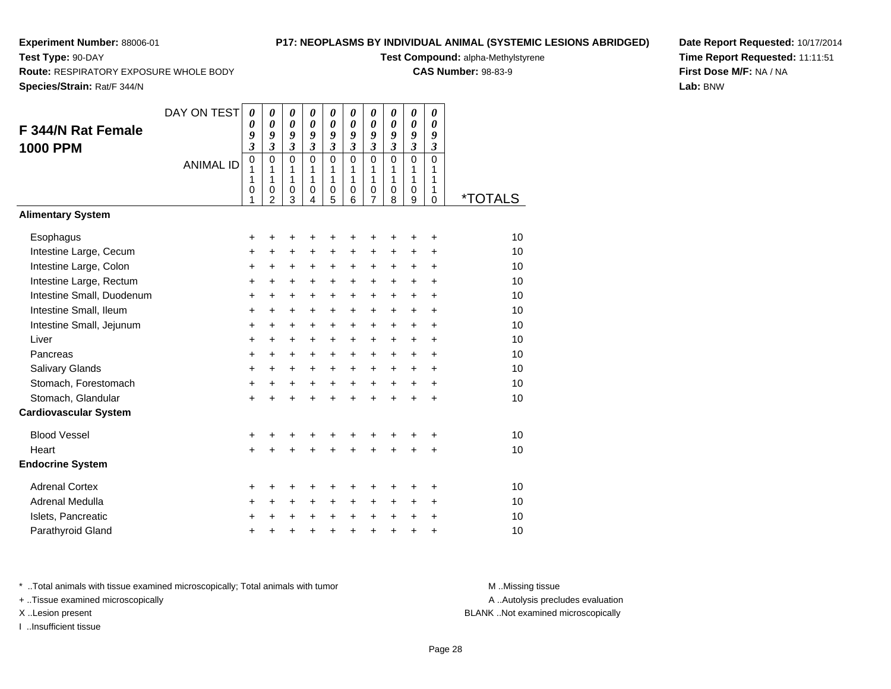**Experiment Number:** 88006-01
**Test Type:** 90-DAY
**Route:** RESPIRATORY EXPOSURE WHOLE BODY
**Species/Strain:** Rat/F 344/N

**P17: NEOPLASMS BY INDIVIDUAL ANIMAL (SYSTEMIC LESIONS ABRIDGED)**
**Test Compound:** alpha-Methylstyrene
**CAS Number:** 98-83-9

**Date Report Requested:** 10/17/2014
**Time Report Requested:** 11:11:51
**First Dose M/F:** NA / NA
**Lab:** BNW

## F 344/N Rat Female 1000 PPM

| DAY ON TEST | 0093 | 0093 | 0093 | 0093 | 0093 | 0093 | 0093 | 0093 | 0093 | 0093 | |
|---|---|---|---|---|---|---|---|---|---|---|---|
| ANIMAL ID | 01101 | 01102 | 01103 | 01104 | 01105 | 01106 | 01107 | 01108 | 01109 | 01110 | *TOTALS |
| **Alimentary System** | | | | | | | | | | | |
| Esophagus | + | + | + | + | + | + | + | + | + | + | 10 |
| Intestine Large, Cecum | + | + | + | + | + | + | + | + | + | + | 10 |
| Intestine Large, Colon | + | + | + | + | + | + | + | + | + | + | 10 |
| Intestine Large, Rectum | + | + | + | + | + | + | + | + | + | + | 10 |
| Intestine Small, Duodenum | + | + | + | + | + | + | + | + | + | + | 10 |
| Intestine Small, Ileum | + | + | + | + | + | + | + | + | + | + | 10 |
| Intestine Small, Jejunum | + | + | + | + | + | + | + | + | + | + | 10 |
| Liver | + | + | + | + | + | + | + | + | + | + | 10 |
| Pancreas | + | + | + | + | + | + | + | + | + | + | 10 |
| Salivary Glands | + | + | + | + | + | + | + | + | + | + | 10 |
| Stomach, Forestomach | + | + | + | + | + | + | + | + | + | + | 10 |
| Stomach, Glandular | + | + | + | + | + | + | + | + | + | + | 10 |
| **Cardiovascular System** | | | | | | | | | | | |
| Blood Vessel | + | + | + | + | + | + | + | + | + | + | 10 |
| Heart | + | + | + | + | + | + | + | + | + | + | 10 |
| **Endocrine System** | | | | | | | | | | | |
| Adrenal Cortex | + | + | + | + | + | + | + | + | + | + | 10 |
| Adrenal Medulla | + | + | + | + | + | + | + | + | + | + | 10 |
| Islets, Pancreatic | + | + | + | + | + | + | + | + | + | + | 10 |
| Parathyroid Gland | + | + | + | + | + | + | + | + | + | + | 10 |

* ..Total animals with tissue examined microscopically; Total animals with tumor
+ ..Tissue examined microscopically
X ..Lesion present
I ..Insufficient tissue

M ..Missing tissue
A ..Autolysis precludes evaluation
BLANK ..Not examined microscopically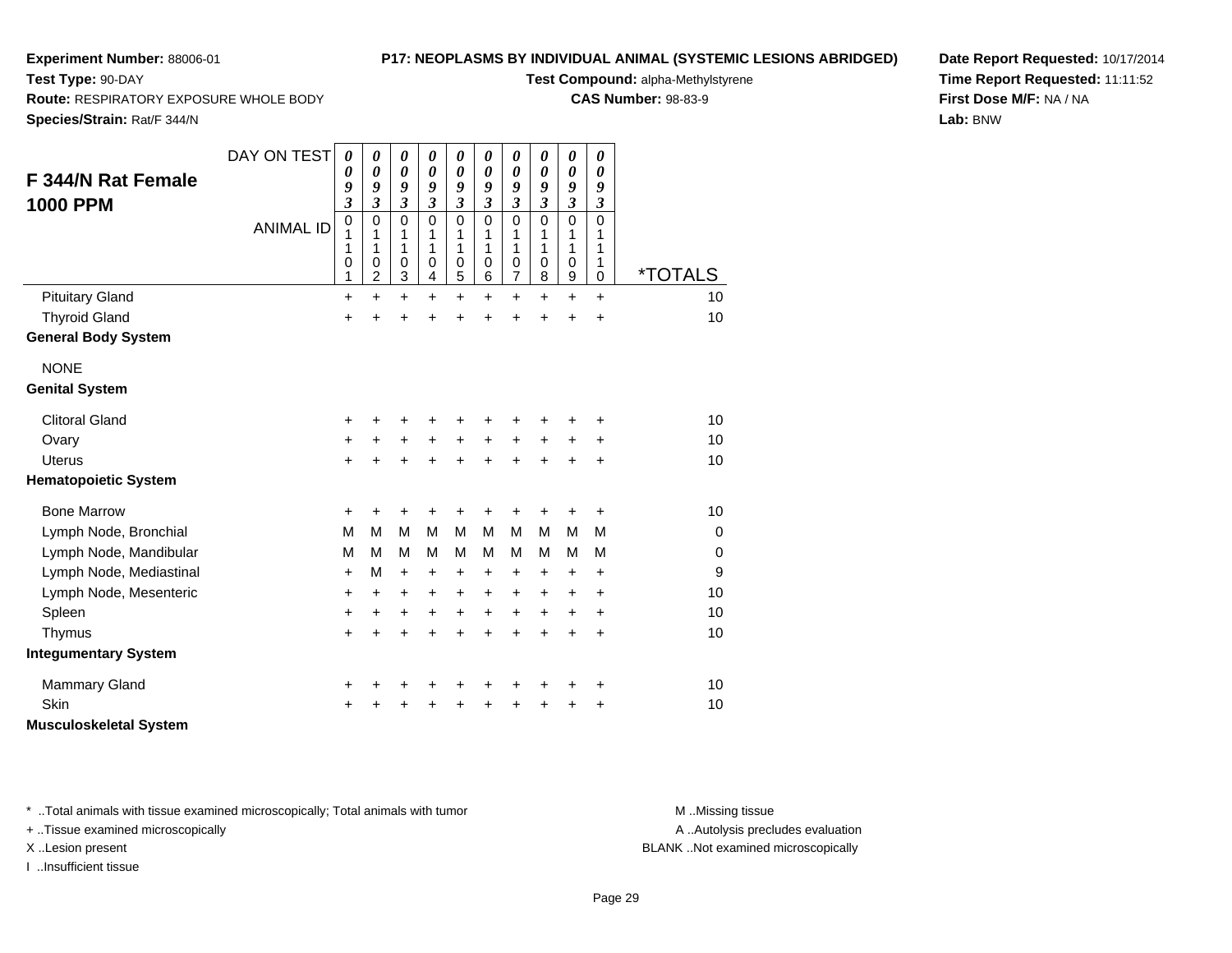**Experiment Number:** 88006-01
**Test Type:** 90-DAY
**Route:** RESPIRATORY EXPOSURE WHOLE BODY
**Species/Strain:** Rat/F 344/N

**P17: NEOPLASMS BY INDIVIDUAL ANIMAL (SYSTEMIC LESIONS ABRIDGED)**
**Test Compound:** alpha-Methylstyrene
**CAS Number:** 98-83-9

**Date Report Requested:** 10/17/2014
**Time Report Requested:** 11:11:52
**First Dose M/F:** NA / NA
**Lab:** BNW

## F 344/N Rat Female 1000 PPM

| DAY ON TEST | 0093 | 0093 | 0093 | 0093 | 0093 | 0093 | 0093 | 0093 | 0093 | 0093 | |
|---|---|---|---|---|---|---|---|---|---|---|---|
| ANIMAL ID | 01101 | 01102 | 01103 | 01104 | 01105 | 01106 | 01107 | 01108 | 01109 | 01110 | *TOTALS |
| Pituitary Gland | + | + | + | + | + | + | + | + | + | + | 10 |
| Thyroid Gland | + | + | + | + | + | + | + | + | + | + | 10 |
| **General Body System** | | | | | | | | | | | |
| NONE | | | | | | | | | | | |
| **Genital System** | | | | | | | | | | | |
| Clitoral Gland | + | + | + | + | + | + | + | + | + | + | 10 |
| Ovary | + | + | + | + | + | + | + | + | + | + | 10 |
| Uterus | + | + | + | + | + | + | + | + | + | + | 10 |
| **Hematopoietic System** | | | | | | | | | | | |
| Bone Marrow | + | + | + | + | + | + | + | + | + | + | 10 |
| Lymph Node, Bronchial | M | M | M | M | M | M | M | M | M | M | 0 |
| Lymph Node, Mandibular | M | M | M | M | M | M | M | M | M | M | 0 |
| Lymph Node, Mediastinal | + | M | + | + | + | + | + | + | + | + | 9 |
| Lymph Node, Mesenteric | + | + | + | + | + | + | + | + | + | + | 10 |
| Spleen | + | + | + | + | + | + | + | + | + | + | 10 |
| Thymus | + | + | + | + | + | + | + | + | + | + | 10 |
| **Integumentary System** | | | | | | | | | | | |
| Mammary Gland | + | + | + | + | + | + | + | + | + | + | 10 |
| Skin | + | + | + | + | + | + | + | + | + | + | 10 |
| **Musculoskeletal System** | | | | | | | | | | | |

* ..Total animals with tissue examined microscopically; Total animals with tumor
+ ..Tissue examined microscopically
X ..Lesion present
I ..Insufficient tissue

M ..Missing tissue
A ..Autolysis precludes evaluation
BLANK ..Not examined microscopically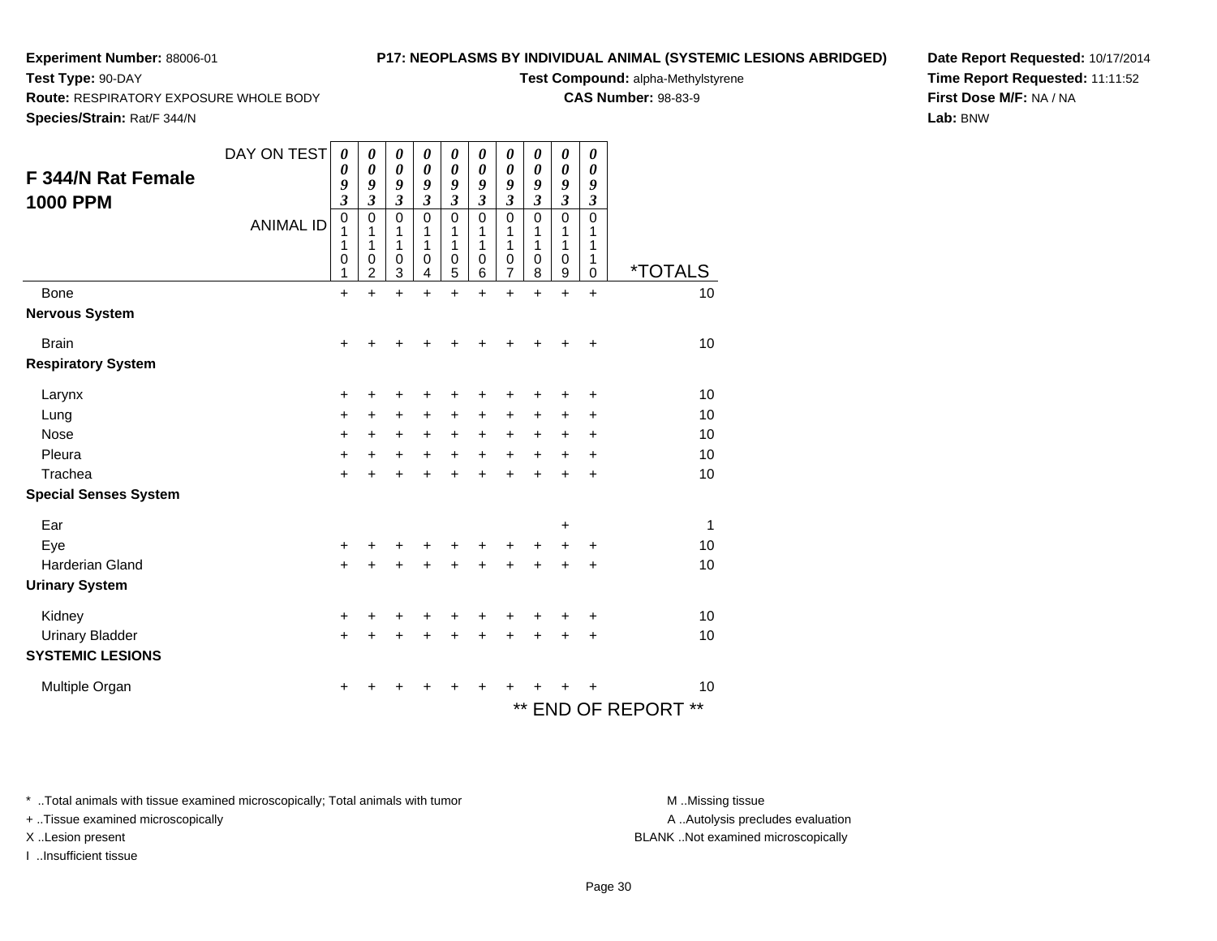**Experiment Number:** 88006-01

**Test Type:** 90-DAY

**Route:** RESPIRATORY EXPOSURE WHOLE BODY

**Species/Strain:** Rat/F 344/N

**P17: NEOPLASMS BY INDIVIDUAL ANIMAL (SYSTEMIC LESIONS ABRIDGED)**

**Test Compound:** alpha-Methylstyrene

**CAS Number:** 98-83-9

**Date Report Requested:** 10/17/2014

**Time Report Requested:** 11:11:52

**First Dose M/F:** NA / NA

**Lab:** BNW

## F 344/N Rat Female 1000 PPM

| DAY ON TEST | 0093 | 0093 | 0093 | 0093 | 0093 | 0093 | 0093 | 0093 | 0093 | 0093 | |
|---|---|---|---|---|---|---|---|---|---|---|---|
| ANIMAL ID | 01101 | 01102 | 01103 | 01104 | 01105 | 01106 | 01107 | 01108 | 01109 | 01110 | *TOTALS |
| Bone | + | + | + | + | + | + | + | + | + | + | 10 |
| **Nervous System** | | | | | | | | | | | |
| Brain | + | + | + | + | + | + | + | + | + | + | 10 |
| **Respiratory System** | | | | | | | | | | | |
| Larynx | + | + | + | + | + | + | + | + | + | + | 10 |
| Lung | + | + | + | + | + | + | + | + | + | + | 10 |
| Nose | + | + | + | + | + | + | + | + | + | + | 10 |
| Pleura | + | + | + | + | + | + | + | + | + | + | 10 |
| Trachea | + | + | + | + | + | + | + | + | + | + | 10 |
| **Special Senses System** | | | | | | | | | | | |
| Ear | | | | | | | | | + | | 1 |
| Eye | + | + | + | + | + | + | + | + | + | + | 10 |
| Harderian Gland | + | + | + | + | + | + | + | + | + | + | 10 |
| **Urinary System** | | | | | | | | | | | |
| Kidney | + | + | + | + | + | + | + | + | + | + | 10 |
| Urinary Bladder | + | + | + | + | + | + | + | + | + | + | 10 |
| **SYSTEMIC LESIONS** | | | | | | | | | | | |
| Multiple Organ | + | + | + | + | + | + | + | + | + | + | 10 |

** END OF REPORT **

* ..Total animals with tissue examined microscopically; Total animals with tumor

+ ..Tissue examined microscopically

X ..Lesion present

I ..Insufficient tissue

M ..Missing tissue

A ..Autolysis precludes evaluation

BLANK ..Not examined microscopically